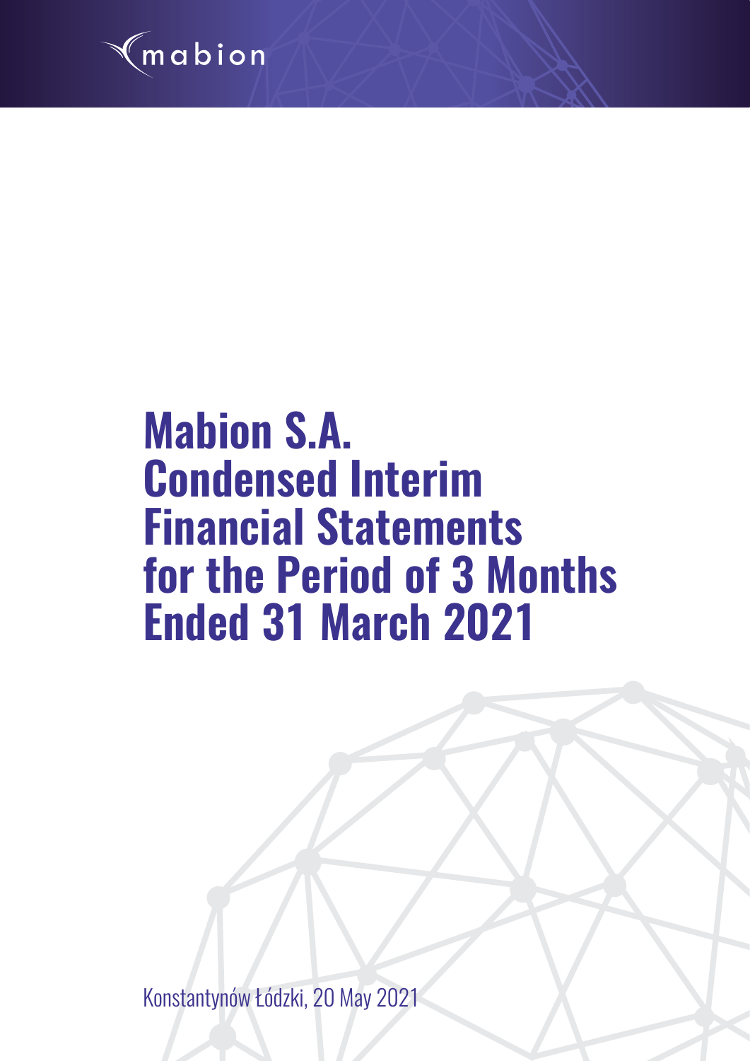mabion

# Mabion S.A. Condensed Interim Financial Statements for the Period of 3 Months Ended 31 March 2021

Konstantynów Łódzki, 20 May 2021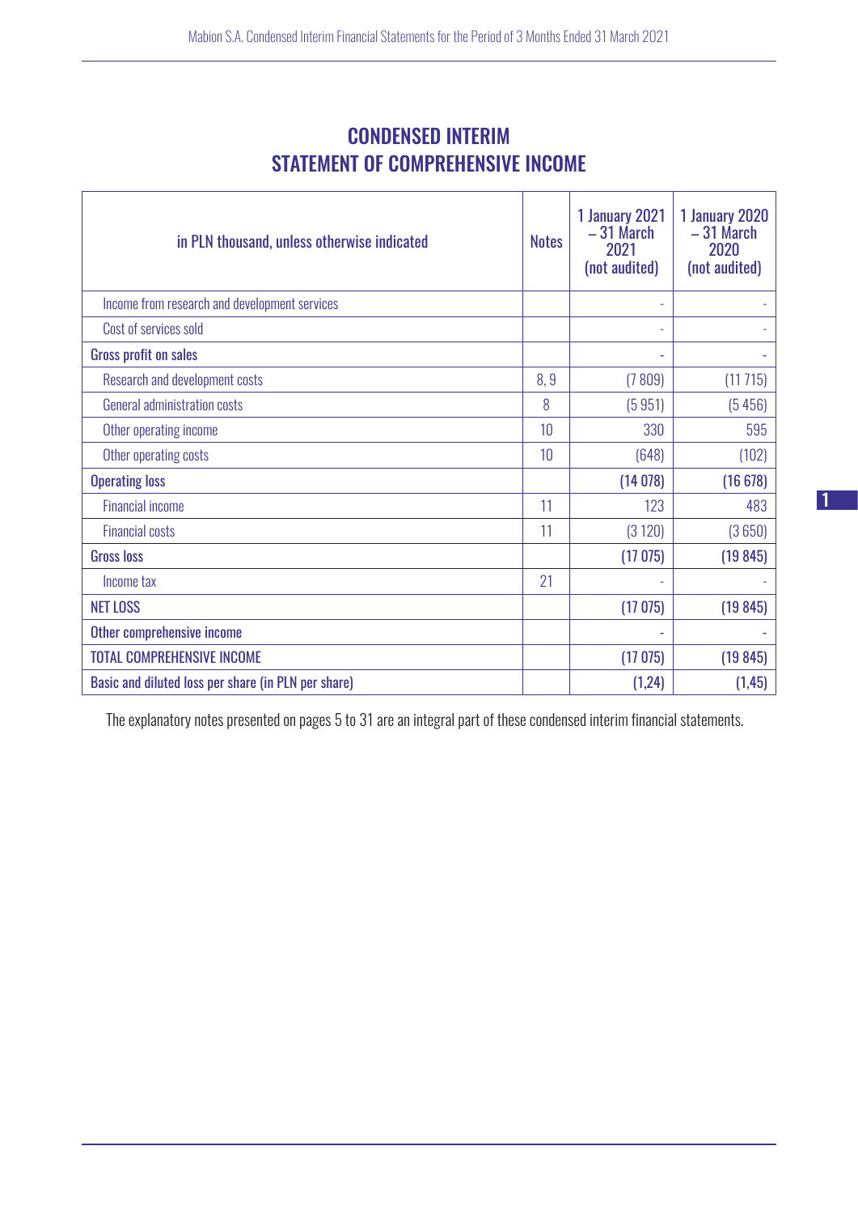# CONDENSED INTERIM STATEMENT OF COMPREHENSIVE INCOME

| in PLN thousand, unless otherwise indicated | Notes | 1 January 2021 – 31 March 2021 (not audited) | 1 January 2020 – 31 March 2020 (not audited) |
|---|---|---|---|
| Income from research and development services | | - | - |
| Cost of services sold | | - | - |
| **Gross profit on sales** | | - | - |
| Research and development costs | 8, 9 | (7 809) | (11 715) |
| General administration costs | 8 | (5 951) | (5 456) |
| Other operating income | 10 | 330 | 595 |
| Other operating costs | 10 | (648) | (102) |
| **Operating loss** | | **(14 078)** | **(16 678)** |
| Financial income | 11 | 123 | 483 |
| Financial costs | 11 | (3 120) | (3 650) |
| **Gross loss** | | **(17 075)** | **(19 845)** |
| Income tax | 21 | - | - |
| **NET LOSS** | | **(17 075)** | **(19 845)** |
| **Other comprehensive income** | | - | - |
| **TOTAL COMPREHENSIVE INCOME** | | **(17 075)** | **(19 845)** |
| **Basic and diluted loss per share (in PLN per share)** | | **(1,24)** | **(1,45)** |

The explanatory notes presented on pages 5 to 31 are an integral part of these condensed interim financial statements.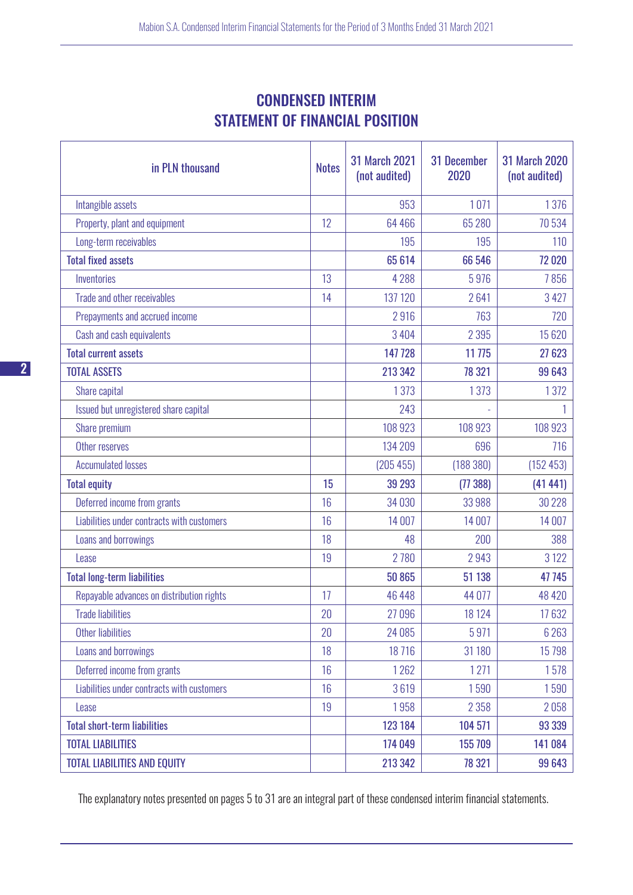# CONDENSED INTERIM STATEMENT OF FINANCIAL POSITION

| in PLN thousand | Notes | 31 March 2021 (not audited) | 31 December 2020 | 31 March 2020 (not audited) |
|---|---|---|---|---|
| Intangible assets | | 953 | 1 071 | 1 376 |
| Property, plant and equipment | 12 | 64 466 | 65 280 | 70 534 |
| Long-term receivables | | 195 | 195 | 110 |
| **Total fixed assets** | | **65 614** | **66 546** | **72 020** |
| Inventories | 13 | 4 288 | 5 976 | 7 856 |
| Trade and other receivables | 14 | 137 120 | 2 641 | 3 427 |
| Prepayments and accrued income | | 2 916 | 763 | 720 |
| Cash and cash equivalents | | 3 404 | 2 395 | 15 620 |
| **Total current assets** | | **147 728** | **11 775** | **27 623** |
| **TOTAL ASSETS** | | **213 342** | **78 321** | **99 643** |
| Share capital | | 1 373 | 1 373 | 1 372 |
| Issued but unregistered share capital | | 243 | - | 1 |
| Share premium | | 108 923 | 108 923 | 108 923 |
| Other reserves | | 134 209 | 696 | 716 |
| Accumulated losses | | (205 455) | (188 380) | (152 453) |
| **Total equity** | **15** | **39 293** | **(77 388)** | **(41 441)** |
| Deferred income from grants | 16 | 34 030 | 33 988 | 30 228 |
| Liabilities under contracts with customers | 16 | 14 007 | 14 007 | 14 007 |
| Loans and borrowings | 18 | 48 | 200 | 388 |
| Lease | 19 | 2 780 | 2 943 | 3 122 |
| **Total long-term liabilities** | | **50 865** | **51 138** | **47 745** |
| Repayable advances on distribution rights | 17 | 46 448 | 44 077 | 48 420 |
| Trade liabilities | 20 | 27 096 | 18 124 | 17 632 |
| Other liabilities | 20 | 24 085 | 5 971 | 6 263 |
| Loans and borrowings | 18 | 18 716 | 31 180 | 15 798 |
| Deferred income from grants | 16 | 1 262 | 1 271 | 1 578 |
| Liabilities under contracts with customers | 16 | 3 619 | 1 590 | 1 590 |
| Lease | 19 | 1 958 | 2 358 | 2 058 |
| **Total short-term liabilities** | | **123 184** | **104 571** | **93 339** |
| **TOTAL LIABILITIES** | | **174 049** | **155 709** | **141 084** |
| **TOTAL LIABILITIES AND EQUITY** | | **213 342** | **78 321** | **99 643** |

The explanatory notes presented on pages 5 to 31 are an integral part of these condensed interim financial statements.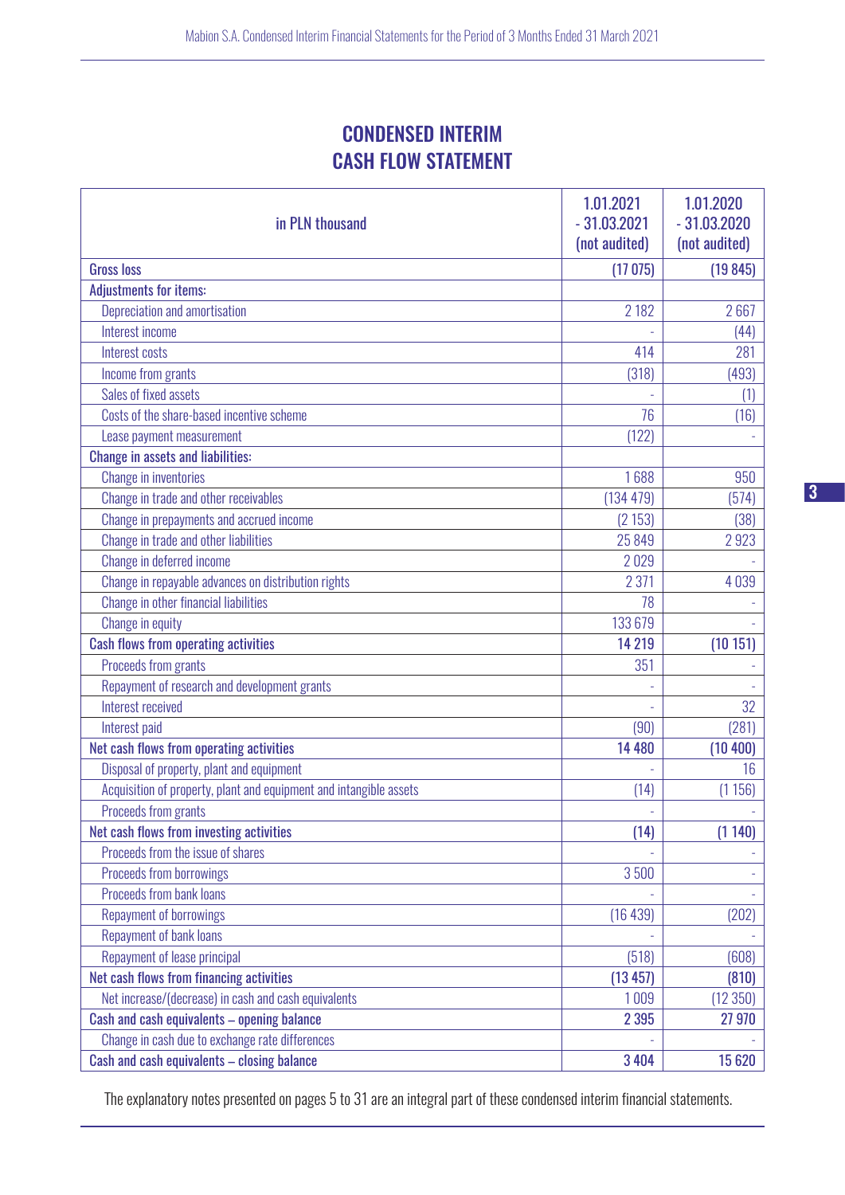# CONDENSED INTERIM CASH FLOW STATEMENT

| in PLN thousand | 1.01.2021 - 31.03.2021 (not audited) | 1.01.2020 - 31.03.2020 (not audited) |
|---|---|---|
| **Gross loss** | (17 075) | (19 845) |
| **Adjustments for items:** | | |
| Depreciation and amortisation | 2 182 | 2 667 |
| Interest income | - | (44) |
| Interest costs | 414 | 281 |
| Income from grants | (318) | (493) |
| Sales of fixed assets | - | (1) |
| Costs of the share-based incentive scheme | 76 | (16) |
| Lease payment measurement | (122) | - |
| **Change in assets and liabilities:** | | |
| Change in inventories | 1 688 | 950 |
| Change in trade and other receivables | (134 479) | (574) |
| Change in prepayments and accrued income | (2 153) | (38) |
| Change in trade and other liabilities | 25 849 | 2 923 |
| Change in deferred income | 2 029 | - |
| Change in repayable advances on distribution rights | 2 371 | 4 039 |
| Change in other financial liabilities | 78 | - |
| Change in equity | 133 679 | - |
| **Cash flows from operating activities** | **14 219** | **(10 151)** |
| Proceeds from grants | 351 | - |
| Repayment of research and development grants | - | - |
| Interest received | - | 32 |
| Interest paid | (90) | (281) |
| **Net cash flows from operating activities** | **14 480** | **(10 400)** |
| Disposal of property, plant and equipment | - | 16 |
| Acquisition of property, plant and equipment and intangible assets | (14) | (1 156) |
| Proceeds from grants | - | - |
| **Net cash flows from investing activities** | **(14)** | **(1 140)** |
| Proceeds from the issue of shares | - | - |
| Proceeds from borrowings | 3 500 | - |
| Proceeds from bank loans | - | - |
| Repayment of borrowings | (16 439) | (202) |
| Repayment of bank loans | - | - |
| Repayment of lease principal | (518) | (608) |
| **Net cash flows from financing activities** | **(13 457)** | **(810)** |
| Net increase/(decrease) in cash and cash equivalents | 1 009 | (12 350) |
| **Cash and cash equivalents – opening balance** | **2 395** | **27 970** |
| Change in cash due to exchange rate differences | - | - |
| **Cash and cash equivalents – closing balance** | **3 404** | **15 620** |

The explanatory notes presented on pages 5 to 31 are an integral part of these condensed interim financial statements.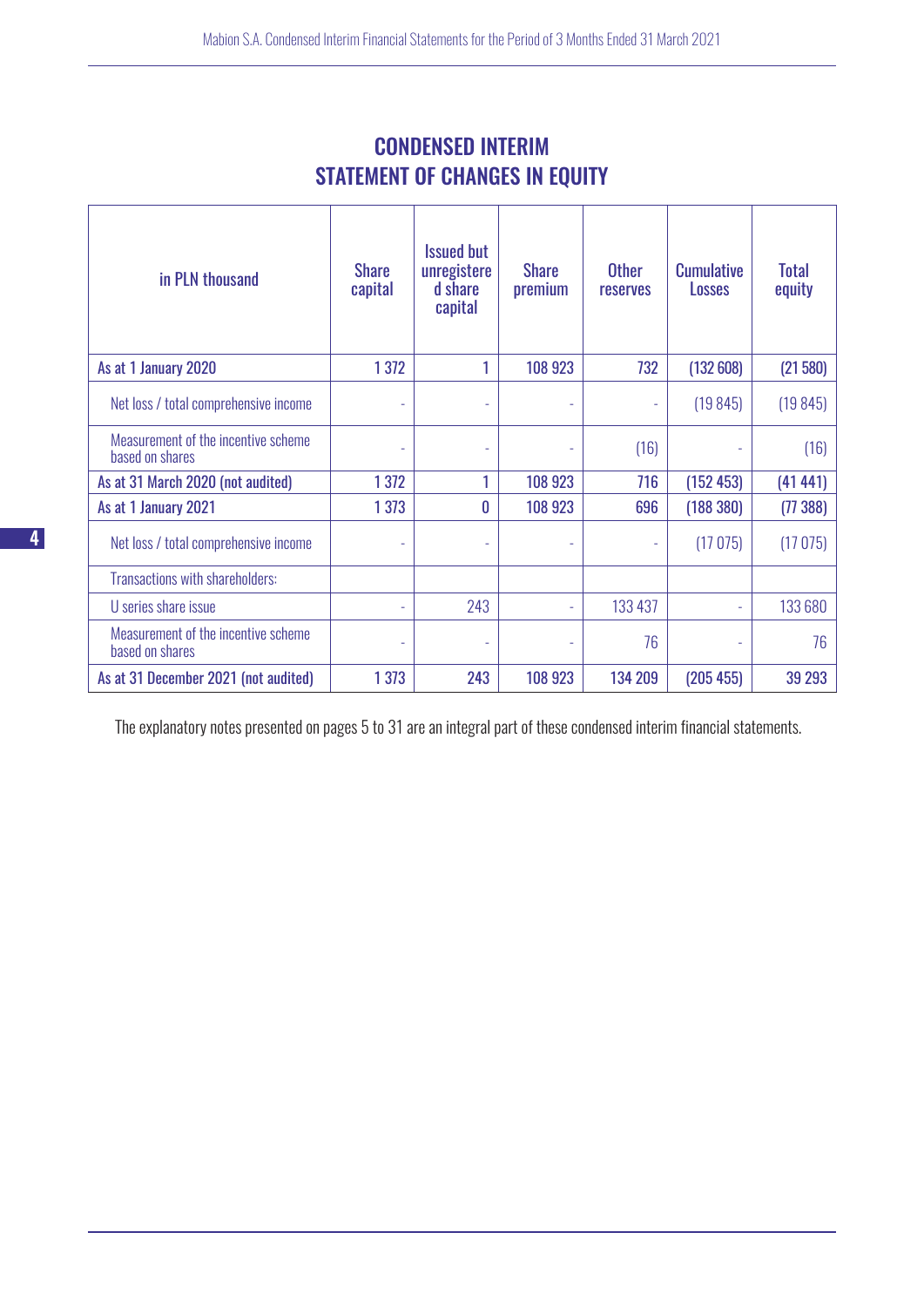# CONDENSED INTERIM STATEMENT OF CHANGES IN EQUITY

| in PLN thousand | Share capital | Issued but unregistered share capital | Share premium | Other reserves | Cumulative Losses | Total equity |
|---|---|---|---|---|---|---|
| **As at 1 January 2020** | **1 372** | **1** | **108 923** | **732** | **(132 608)** | **(21 580)** |
| Net loss / total comprehensive income | - | - | - | - | (19 845) | (19 845) |
| Measurement of the incentive scheme based on shares | - | - | - | (16) | - | (16) |
| **As at 31 March 2020 (not audited)** | **1 372** | **1** | **108 923** | **716** | **(152 453)** | **(41 441)** |
| **As at 1 January 2021** | **1 373** | **0** | **108 923** | **696** | **(188 380)** | **(77 388)** |
| Net loss / total comprehensive income | - | - | - | - | (17 075) | (17 075) |
| Transactions with shareholders: | | | | | | |
| U series share issue | - | 243 | - | 133 437 | - | 133 680 |
| Measurement of the incentive scheme based on shares | - | - | - | 76 | - | 76 |
| **As at 31 December 2021 (not audited)** | **1 373** | **243** | **108 923** | **134 209** | **(205 455)** | **39 293** |

The explanatory notes presented on pages 5 to 31 are an integral part of these condensed interim financial statements.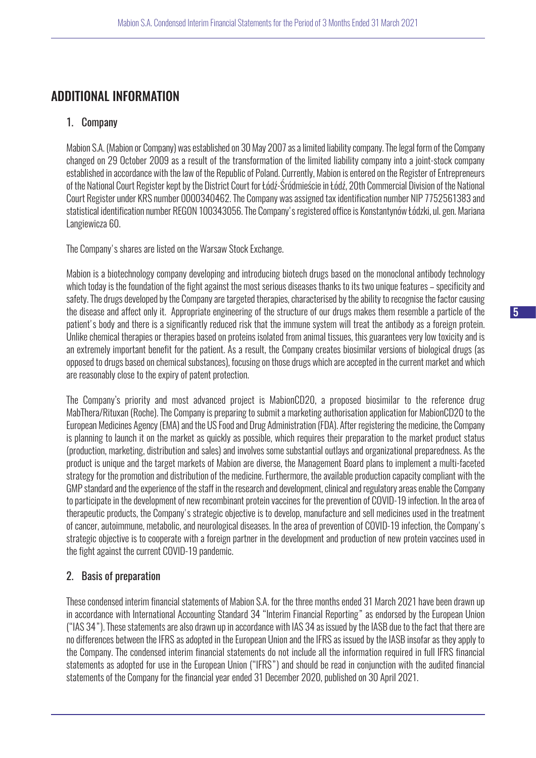# ADDITIONAL INFORMATION

## 1. Company

Mabion S.A. (Mabion or Company) was established on 30 May 2007 as a limited liability company. The legal form of the Company changed on 29 October 2009 as a result of the transformation of the limited liability company into a joint-stock company established in accordance with the law of the Republic of Poland. Currently, Mabion is entered on the Register of Entrepreneurs of the National Court Register kept by the District Court for Łódź-Śródmieście in Łódź, 20th Commercial Division of the National Court Register under KRS number 0000340462. The Company was assigned tax identification number NIP 7752561383 and statistical identification number REGON 100343056. The Company's registered office is Konstantynów Łódzki, ul. gen. Mariana Langiewicza 60.

The Company's shares are listed on the Warsaw Stock Exchange.

Mabion is a biotechnology company developing and introducing biotech drugs based on the monoclonal antibody technology which today is the foundation of the fight against the most serious diseases thanks to its two unique features – specificity and safety. The drugs developed by the Company are targeted therapies, characterised by the ability to recognise the factor causing the disease and affect only it. Appropriate engineering of the structure of our drugs makes them resemble a particle of the patient's body and there is a significantly reduced risk that the immune system will treat the antibody as a foreign protein. Unlike chemical therapies or therapies based on proteins isolated from animal tissues, this guarantees very low toxicity and is an extremely important benefit for the patient. As a result, the Company creates biosimilar versions of biological drugs (as opposed to drugs based on chemical substances), focusing on those drugs which are accepted in the current market and which are reasonably close to the expiry of patent protection.

The Company's priority and most advanced project is MabionCD20, a proposed biosimilar to the reference drug MabThera/Rituxan (Roche). The Company is preparing to submit a marketing authorisation application for MabionCD20 to the European Medicines Agency (EMA) and the US Food and Drug Administration (FDA). After registering the medicine, the Company is planning to launch it on the market as quickly as possible, which requires their preparation to the market product status (production, marketing, distribution and sales) and involves some substantial outlays and organizational preparedness. As the product is unique and the target markets of Mabion are diverse, the Management Board plans to implement a multi-faceted strategy for the promotion and distribution of the medicine. Furthermore, the available production capacity compliant with the GMP standard and the experience of the staff in the research and development, clinical and regulatory areas enable the Company to participate in the development of new recombinant protein vaccines for the prevention of COVID-19 infection. In the area of therapeutic products, the Company's strategic objective is to develop, manufacture and sell medicines used in the treatment of cancer, autoimmune, metabolic, and neurological diseases. In the area of prevention of COVID-19 infection, the Company's strategic objective is to cooperate with a foreign partner in the development and production of new protein vaccines used in the fight against the current COVID-19 pandemic.

## 2. Basis of preparation

These condensed interim financial statements of Mabion S.A. for the three months ended 31 March 2021 have been drawn up in accordance with International Accounting Standard 34 "Interim Financial Reporting" as endorsed by the European Union ("IAS 34"). These statements are also drawn up in accordance with IAS 34 as issued by the IASB due to the fact that there are no differences between the IFRS as adopted in the European Union and the IFRS as issued by the IASB insofar as they apply to the Company. The condensed interim financial statements do not include all the information required in full IFRS financial statements as adopted for use in the European Union ("IFRS") and should be read in conjunction with the audited financial statements of the Company for the financial year ended 31 December 2020, published on 30 April 2021.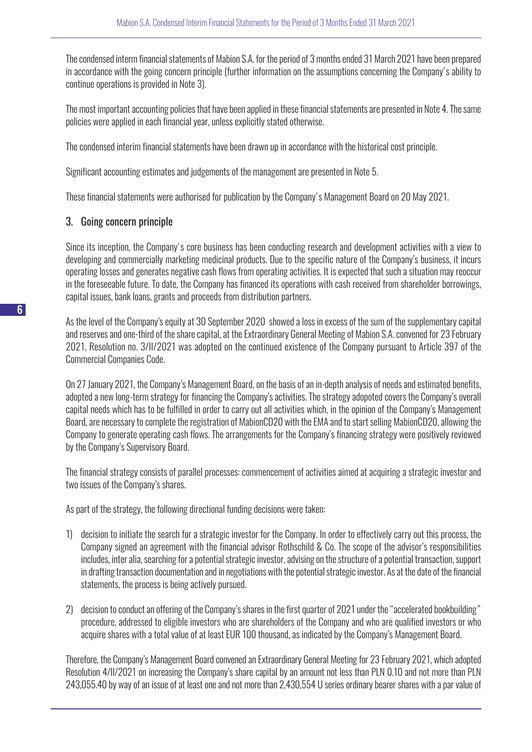The condensed interm financial statements of Mabion S.A. for the period of 3 months ended 31 March 2021 have been prepared in accordance with the going concern principle (further information on the assumptions concerning the Company's ability to continue operations is provided in Note 3).

The most important accounting policies that have been applied in these financial statements are presented in Note 4. The same policies were applied in each financial year, unless explicitly stated otherwise.

The condensed interim financial statements have been drawn up in accordance with the historical cost principle.

Significant accounting estimates and judgements of the management are presented in Note 5.

These financial statements were authorised for publication by the Company's Management Board on 20 May 2021.

## 3. Going concern principle

Since its inception, the Company's core business has been conducting research and development activities with a view to developing and commercially marketing medicinal products. Due to the specific nature of the Company's business, it incurs operating losses and generates negative cash flows from operating activities. It is expected that such a situation may reoccur in the foreseeable future. To date, the Company has financed its operations with cash received from shareholder borrowings, capital issues, bank loans, grants and proceeds from distribution partners.

As the level of the Company's equity at 30 September 2020 showed a loss in excess of the sum of the supplementary capital and reserves and one-third of the share capital, at the Extraordinary General Meeting of Mabion S.A. convened for 23 February 2021, Resolution no. 3/II/2021 was adopted on the continued existence of the Company pursuant to Article 397 of the Commercial Companies Code.

On 27 January 2021, the Company's Management Board, on the basis of an in-depth analysis of needs and estimated benefits, adopted a new long-term strategy for financing the Company's activities. The strategy adopoted covers the Company's overall capital needs which has to be fulfilled in order to carry out all activities which, in the opinion of the Company's Management Board, are necessary to complete the registration of MabionCD20 with the EMA and to start selling MabionCD20, allowing the Company to generate operating cash flows. The arrangements for the Company's financing strategy were positively reviewed by the Company's Supervisory Board.

The financial strategy consists of parallel processes: commencement of activities aimed at acquiring a strategic investor and two issues of the Company's shares.

As part of the strategy, the following directional funding decisions were taken:

1) decision to initiate the search for a strategic investor for the Company. In order to effectively carry out this process, the Company signed an agreement with the financial advisor Rothschild & Co. The scope of the advisor's responsibilities includes, inter alia, searching for a potential strategic investor, advising on the structure of a potential transaction, support in drafting transaction documentation and in negotiations with the potential strategic investor. As at the date of the financial statements, the process is being actively pursued.
2) decision to conduct an offering of the Company's shares in the first quarter of 2021 under the "accelerated bookbuilding" procedure, addressed to eligible investors who are shareholders of the Company and who are qualified investors or who acquire shares with a total value of at least EUR 100 thousand, as indicated by the Company's Management Board.

Therefore, the Company's Management Board convened an Extraordinary General Meeting for 23 February 2021, which adopted Resolution 4/II/2021 on increasing the Company's share capital by an amount not less than PLN 0.10 and not more than PLN 243,055.40 by way of an issue of at least one and not more than 2,430,554 U series ordinary bearer shares with a par value of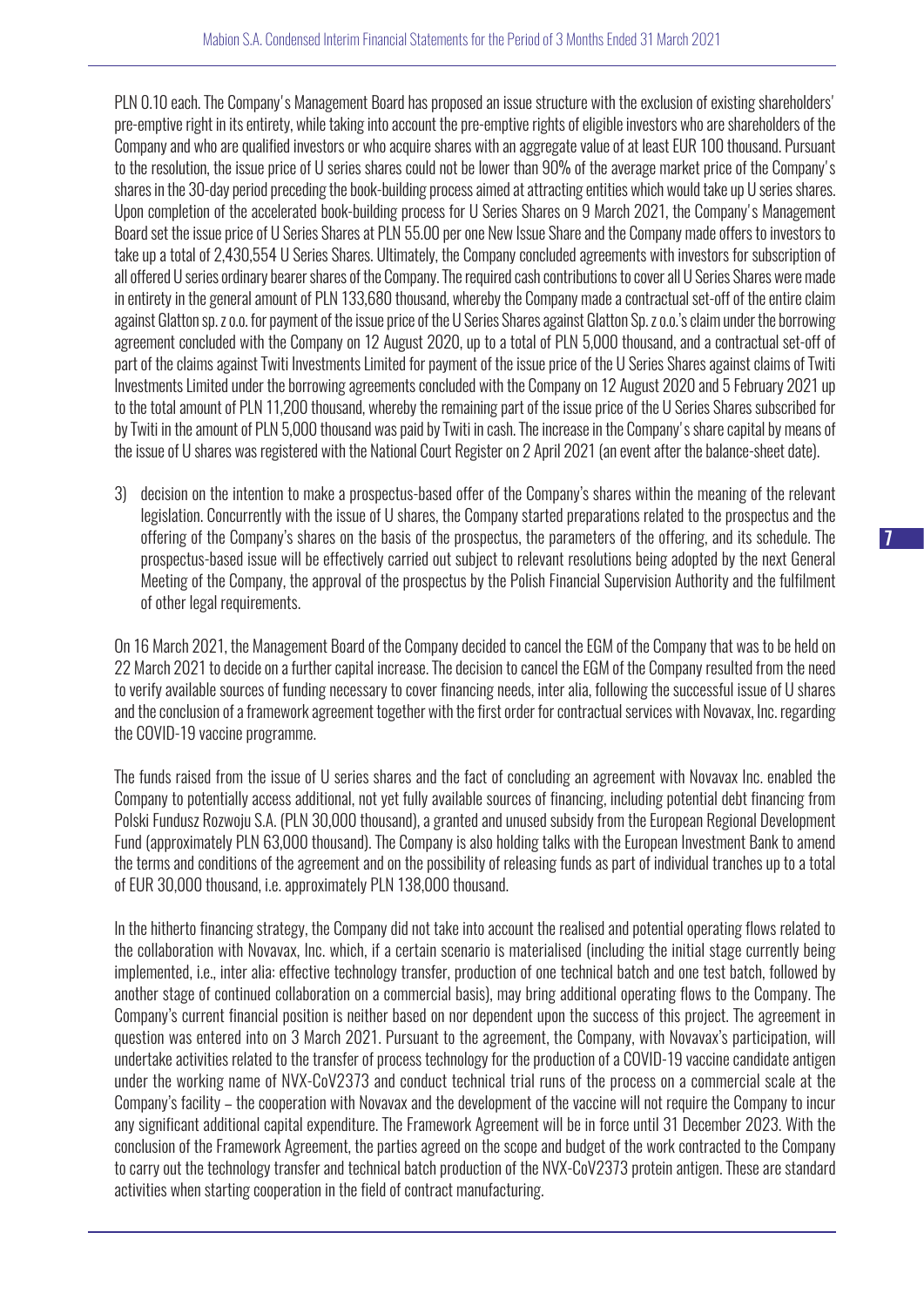PLN 0.10 each. The Company's Management Board has proposed an issue structure with the exclusion of existing shareholders' pre-emptive right in its entirety, while taking into account the pre-emptive rights of eligible investors who are shareholders of the Company and who are qualified investors or who acquire shares with an aggregate value of at least EUR 100 thousand. Pursuant to the resolution, the issue price of U series shares could not be lower than 90% of the average market price of the Company's shares in the 30-day period preceding the book-building process aimed at attracting entities which would take up U series shares. Upon completion of the accelerated book-building process for U Series Shares on 9 March 2021, the Company's Management Board set the issue price of U Series Shares at PLN 55.00 per one New Issue Share and the Company made offers to investors to take up a total of 2,430,554 U Series Shares. Ultimately, the Company concluded agreements with investors for subscription of all offered U series ordinary bearer shares of the Company. The required cash contributions to cover all U Series Shares were made in entirety in the general amount of PLN 133,680 thousand, whereby the Company made a contractual set-off of the entire claim against Glatton sp. z o.o. for payment of the issue price of the U Series Shares against Glatton Sp. z o.o.'s claim under the borrowing agreement concluded with the Company on 12 August 2020, up to a total of PLN 5,000 thousand, and a contractual set-off of part of the claims against Twiti Investments Limited for payment of the issue price of the U Series Shares against claims of Twiti Investments Limited under the borrowing agreements concluded with the Company on 12 August 2020 and 5 February 2021 up to the total amount of PLN 11,200 thousand, whereby the remaining part of the issue price of the U Series Shares subscribed for by Twiti in the amount of PLN 5,000 thousand was paid by Twiti in cash. The increase in the Company's share capital by means of the issue of U shares was registered with the National Court Register on 2 April 2021 (an event after the balance-sheet date).

3) decision on the intention to make a prospectus-based offer of the Company's shares within the meaning of the relevant legislation. Concurrently with the issue of U shares, the Company started preparations related to the prospectus and the offering of the Company's shares on the basis of the prospectus, the parameters of the offering, and its schedule. The prospectus-based issue will be effectively carried out subject to relevant resolutions being adopted by the next General Meeting of the Company, the approval of the prospectus by the Polish Financial Supervision Authority and the fulfilment of other legal requirements.

On 16 March 2021, the Management Board of the Company decided to cancel the EGM of the Company that was to be held on 22 March 2021 to decide on a further capital increase. The decision to cancel the EGM of the Company resulted from the need to verify available sources of funding necessary to cover financing needs, inter alia, following the successful issue of U shares and the conclusion of a framework agreement together with the first order for contractual services with Novavax, Inc. regarding the COVID-19 vaccine programme.

The funds raised from the issue of U series shares and the fact of concluding an agreement with Novavax Inc. enabled the Company to potentially access additional, not yet fully available sources of financing, including potential debt financing from Polski Fundusz Rozwoju S.A. (PLN 30,000 thousand), a granted and unused subsidy from the European Regional Development Fund (approximately PLN 63,000 thousand). The Company is also holding talks with the European Investment Bank to amend the terms and conditions of the agreement and on the possibility of releasing funds as part of individual tranches up to a total of EUR 30,000 thousand, i.e. approximately PLN 138,000 thousand.

In the hitherto financing strategy, the Company did not take into account the realised and potential operating flows related to the collaboration with Novavax, Inc. which, if a certain scenario is materialised (including the initial stage currently being implemented, i.e., inter alia: effective technology transfer, production of one technical batch and one test batch, followed by another stage of continued collaboration on a commercial basis), may bring additional operating flows to the Company. The Company's current financial position is neither based on nor dependent upon the success of this project. The agreement in question was entered into on 3 March 2021. Pursuant to the agreement, the Company, with Novavax's participation, will undertake activities related to the transfer of process technology for the production of a COVID-19 vaccine candidate antigen under the working name of NVX-CoV2373 and conduct technical trial runs of the process on a commercial scale at the Company's facility – the cooperation with Novavax and the development of the vaccine will not require the Company to incur any significant additional capital expenditure. The Framework Agreement will be in force until 31 December 2023. With the conclusion of the Framework Agreement, the parties agreed on the scope and budget of the work contracted to the Company to carry out the technology transfer and technical batch production of the NVX-CoV2373 protein antigen. These are standard activities when starting cooperation in the field of contract manufacturing.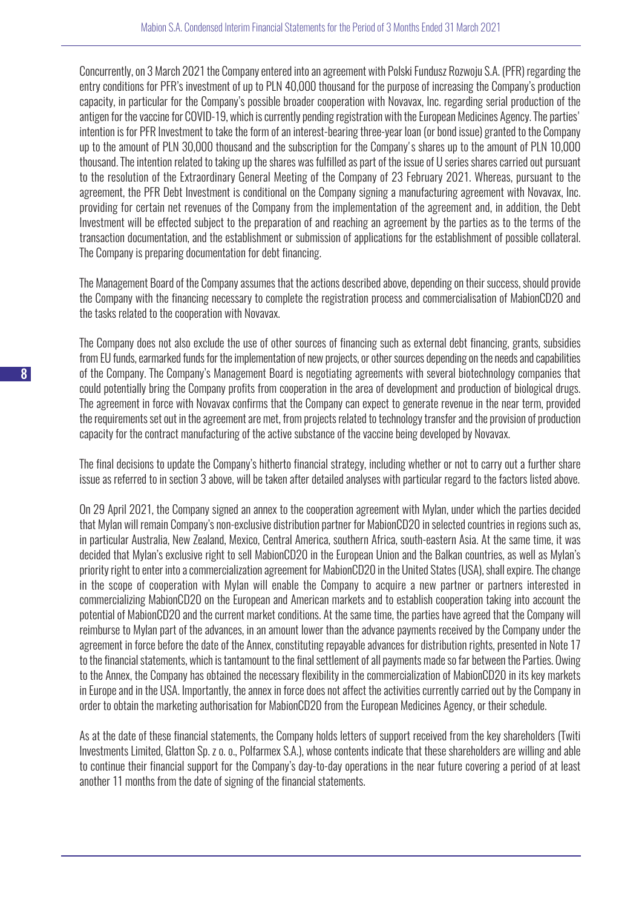Concurrently, on 3 March 2021 the Company entered into an agreement with Polski Fundusz Rozwoju S.A. (PFR) regarding the entry conditions for PFR's investment of up to PLN 40,000 thousand for the purpose of increasing the Company's production capacity, in particular for the Company's possible broader cooperation with Novavax, Inc. regarding serial production of the antigen for the vaccine for COVID-19, which is currently pending registration with the European Medicines Agency. The parties' intention is for PFR Investment to take the form of an interest-bearing three-year loan (or bond issue) granted to the Company up to the amount of PLN 30,000 thousand and the subscription for the Company's shares up to the amount of PLN 10,000 thousand. The intention related to taking up the shares was fulfilled as part of the issue of U series shares carried out pursuant to the resolution of the Extraordinary General Meeting of the Company of 23 February 2021. Whereas, pursuant to the agreement, the PFR Debt Investment is conditional on the Company signing a manufacturing agreement with Novavax, Inc. providing for certain net revenues of the Company from the implementation of the agreement and, in addition, the Debt Investment will be effected subject to the preparation of and reaching an agreement by the parties as to the terms of the transaction documentation, and the establishment or submission of applications for the establishment of possible collateral. The Company is preparing documentation for debt financing.

The Management Board of the Company assumes that the actions described above, depending on their success, should provide the Company with the financing necessary to complete the registration process and commercialisation of MabionCD20 and the tasks related to the cooperation with Novavax.

The Company does not also exclude the use of other sources of financing such as external debt financing, grants, subsidies from EU funds, earmarked funds for the implementation of new projects, or other sources depending on the needs and capabilities of the Company. The Company's Management Board is negotiating agreements with several biotechnology companies that could potentially bring the Company profits from cooperation in the area of development and production of biological drugs. The agreement in force with Novavax confirms that the Company can expect to generate revenue in the near term, provided the requirements set out in the agreement are met, from projects related to technology transfer and the provision of production capacity for the contract manufacturing of the active substance of the vaccine being developed by Novavax.

The final decisions to update the Company's hitherto financial strategy, including whether or not to carry out a further share issue as referred to in section 3 above, will be taken after detailed analyses with particular regard to the factors listed above.

On 29 April 2021, the Company signed an annex to the cooperation agreement with Mylan, under which the parties decided that Mylan will remain Company's non-exclusive distribution partner for MabionCD20 in selected countries in regions such as, in particular Australia, New Zealand, Mexico, Central America, southern Africa, south-eastern Asia. At the same time, it was decided that Mylan's exclusive right to sell MabionCD20 in the European Union and the Balkan countries, as well as Mylan's priority right to enter into a commercialization agreement for MabionCD20 in the United States (USA), shall expire. The change in the scope of cooperation with Mylan will enable the Company to acquire a new partner or partners interested in commercializing MabionCD20 on the European and American markets and to establish cooperation taking into account the potential of MabionCD20 and the current market conditions. At the same time, the parties have agreed that the Company will reimburse to Mylan part of the advances, in an amount lower than the advance payments received by the Company under the agreement in force before the date of the Annex, constituting repayable advances for distribution rights, presented in Note 17 to the financial statements, which is tantamount to the final settlement of all payments made so far between the Parties. Owing to the Annex, the Company has obtained the necessary flexibility in the commercialization of MabionCD20 in its key markets in Europe and in the USA. Importantly, the annex in force does not affect the activities currently carried out by the Company in order to obtain the marketing authorisation for MabionCD20 from the European Medicines Agency, or their schedule.

As at the date of these financial statements, the Company holds letters of support received from the key shareholders (Twiti Investments Limited, Glatton Sp. z o. o., Polfarmex S.A.), whose contents indicate that these shareholders are willing and able to continue their financial support for the Company's day-to-day operations in the near future covering a period of at least another 11 months from the date of signing of the financial statements.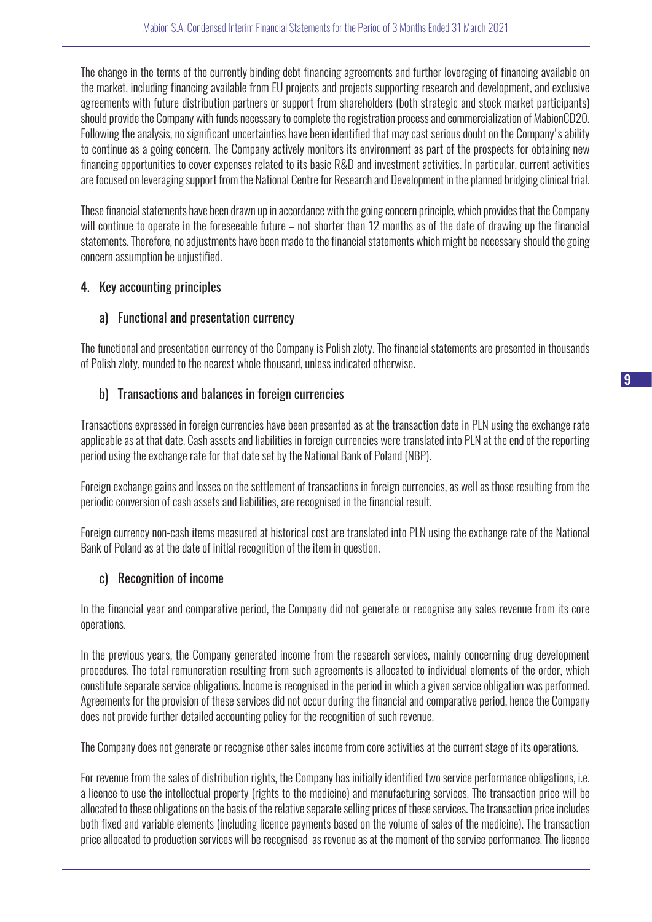The change in the terms of the currently binding debt financing agreements and further leveraging of financing available on the market, including financing available from EU projects and projects supporting research and development, and exclusive agreements with future distribution partners or support from shareholders (both strategic and stock market participants) should provide the Company with funds necessary to complete the registration process and commercialization of MabionCD20. Following the analysis, no significant uncertainties have been identified that may cast serious doubt on the Company's ability to continue as a going concern. The Company actively monitors its environment as part of the prospects for obtaining new financing opportunities to cover expenses related to its basic R&D and investment activities. In particular, current activities are focused on leveraging support from the National Centre for Research and Development in the planned bridging clinical trial.

These financial statements have been drawn up in accordance with the going concern principle, which provides that the Company will continue to operate in the foreseeable future – not shorter than 12 months as of the date of drawing up the financial statements. Therefore, no adjustments have been made to the financial statements which might be necessary should the going concern assumption be unjustified.

## 4. Key accounting principles

### a) Functional and presentation currency

The functional and presentation currency of the Company is Polish zloty. The financial statements are presented in thousands of Polish zloty, rounded to the nearest whole thousand, unless indicated otherwise.

### b) Transactions and balances in foreign currencies

Transactions expressed in foreign currencies have been presented as at the transaction date in PLN using the exchange rate applicable as at that date. Cash assets and liabilities in foreign currencies were translated into PLN at the end of the reporting period using the exchange rate for that date set by the National Bank of Poland (NBP).

Foreign exchange gains and losses on the settlement of transactions in foreign currencies, as well as those resulting from the periodic conversion of cash assets and liabilities, are recognised in the financial result.

Foreign currency non-cash items measured at historical cost are translated into PLN using the exchange rate of the National Bank of Poland as at the date of initial recognition of the item in question.

### c) Recognition of income

In the financial year and comparative period, the Company did not generate or recognise any sales revenue from its core operations.

In the previous years, the Company generated income from the research services, mainly concerning drug development procedures. The total remuneration resulting from such agreements is allocated to individual elements of the order, which constitute separate service obligations. Income is recognised in the period in which a given service obligation was performed. Agreements for the provision of these services did not occur during the financial and comparative period, hence the Company does not provide further detailed accounting policy for the recognition of such revenue.

The Company does not generate or recognise other sales income from core activities at the current stage of its operations.

For revenue from the sales of distribution rights, the Company has initially identified two service performance obligations, i.e. a licence to use the intellectual property (rights to the medicine) and manufacturing services. The transaction price will be allocated to these obligations on the basis of the relative separate selling prices of these services. The transaction price includes both fixed and variable elements (including licence payments based on the volume of sales of the medicine). The transaction price allocated to production services will be recognised as revenue as at the moment of the service performance. The licence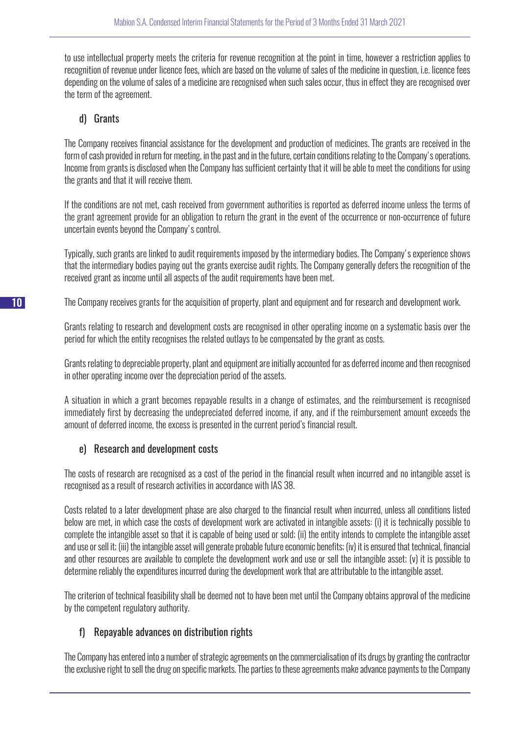to use intellectual property meets the criteria for revenue recognition at the point in time, however a restriction applies to recognition of revenue under licence fees, which are based on the volume of sales of the medicine in question, i.e. licence fees depending on the volume of sales of a medicine are recognised when such sales occur, thus in effect they are recognised over the term of the agreement.

### d) Grants

The Company receives financial assistance for the development and production of medicines. The grants are received in the form of cash provided in return for meeting, in the past and in the future, certain conditions relating to the Company's operations. Income from grants is disclosed when the Company has sufficient certainty that it will be able to meet the conditions for using the grants and that it will receive them.

If the conditions are not met, cash received from government authorities is reported as deferred income unless the terms of the grant agreement provide for an obligation to return the grant in the event of the occurrence or non-occurrence of future uncertain events beyond the Company's control.

Typically, such grants are linked to audit requirements imposed by the intermediary bodies. The Company's experience shows that the intermediary bodies paying out the grants exercise audit rights. The Company generally defers the recognition of the received grant as income until all aspects of the audit requirements have been met.

The Company receives grants for the acquisition of property, plant and equipment and for research and development work.

Grants relating to research and development costs are recognised in other operating income on a systematic basis over the period for which the entity recognises the related outlays to be compensated by the grant as costs.

Grants relating to depreciable property, plant and equipment are initially accounted for as deferred income and then recognised in other operating income over the depreciation period of the assets.

A situation in which a grant becomes repayable results in a change of estimates, and the reimbursement is recognised immediately first by decreasing the undepreciated deferred income, if any, and if the reimbursement amount exceeds the amount of deferred income, the excess is presented in the current period's financial result.

### e) Research and development costs

The costs of research are recognised as a cost of the period in the financial result when incurred and no intangible asset is recognised as a result of research activities in accordance with IAS 38.

Costs related to a later development phase are also charged to the financial result when incurred, unless all conditions listed below are met, in which case the costs of development work are activated in intangible assets: (i) it is technically possible to complete the intangible asset so that it is capable of being used or sold; (ii) the entity intends to complete the intangible asset and use or sell it; (iii) the intangible asset will generate probable future economic benefits; (iv) it is ensured that technical, financial and other resources are available to complete the development work and use or sell the intangible asset; (v) it is possible to determine reliably the expenditures incurred during the development work that are attributable to the intangible asset.

The criterion of technical feasibility shall be deemed not to have been met until the Company obtains approval of the medicine by the competent regulatory authority.

### f) Repayable advances on distribution rights

The Company has entered into a number of strategic agreements on the commercialisation of its drugs by granting the contractor the exclusive right to sell the drug on specific markets. The parties to these agreements make advance payments to the Company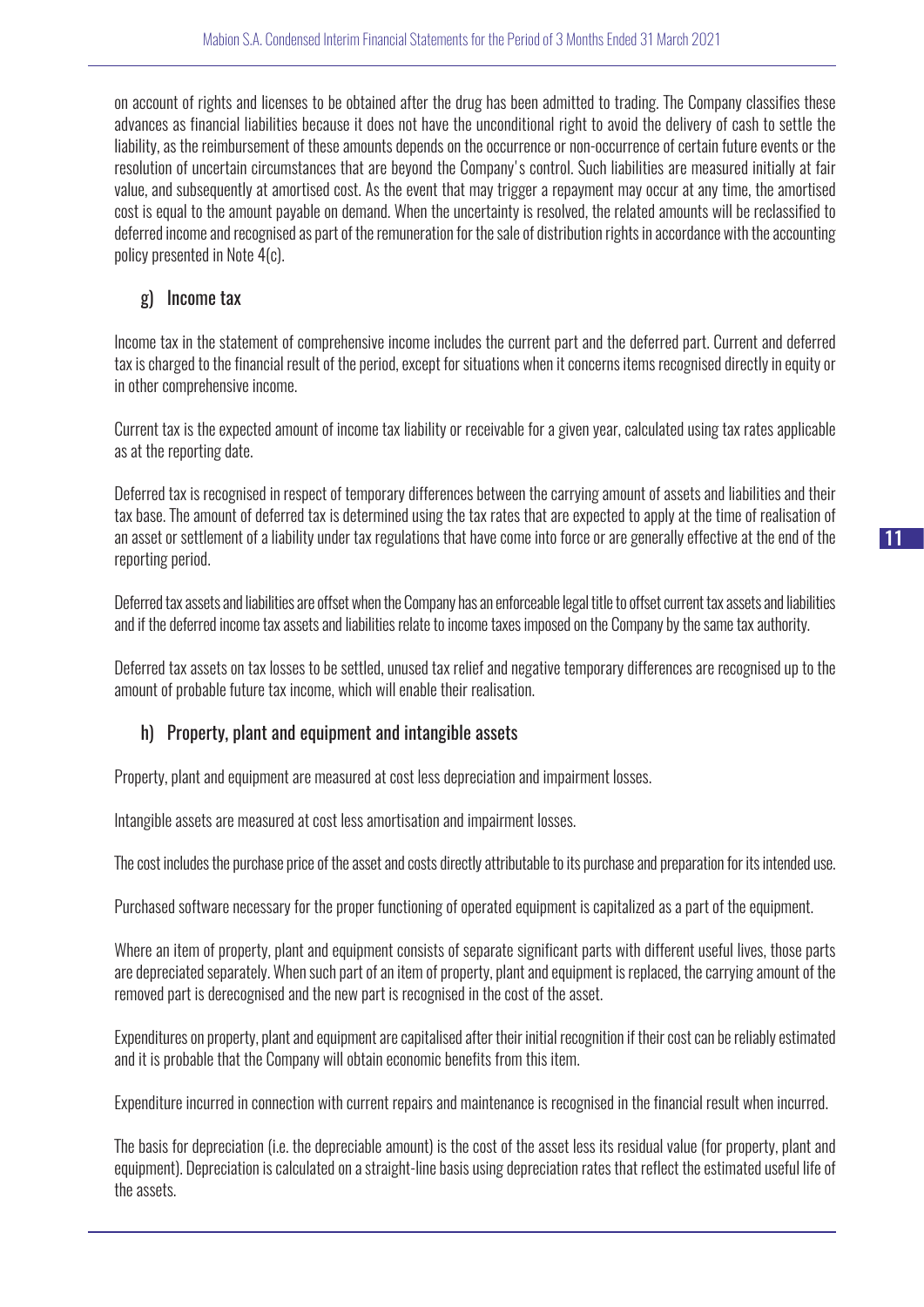on account of rights and licenses to be obtained after the drug has been admitted to trading. The Company classifies these advances as financial liabilities because it does not have the unconditional right to avoid the delivery of cash to settle the liability, as the reimbursement of these amounts depends on the occurrence or non-occurrence of certain future events or the resolution of uncertain circumstances that are beyond the Company's control. Such liabilities are measured initially at fair value, and subsequently at amortised cost. As the event that may trigger a repayment may occur at any time, the amortised cost is equal to the amount payable on demand. When the uncertainty is resolved, the related amounts will be reclassified to deferred income and recognised as part of the remuneration for the sale of distribution rights in accordance with the accounting policy presented in Note 4(c).

### g) Income tax

Income tax in the statement of comprehensive income includes the current part and the deferred part. Current and deferred tax is charged to the financial result of the period, except for situations when it concerns items recognised directly in equity or in other comprehensive income.

Current tax is the expected amount of income tax liability or receivable for a given year, calculated using tax rates applicable as at the reporting date.

Deferred tax is recognised in respect of temporary differences between the carrying amount of assets and liabilities and their tax base. The amount of deferred tax is determined using the tax rates that are expected to apply at the time of realisation of an asset or settlement of a liability under tax regulations that have come into force or are generally effective at the end of the reporting period.

Deferred tax assets and liabilities are offset when the Company has an enforceable legal title to offset current tax assets and liabilities and if the deferred income tax assets and liabilities relate to income taxes imposed on the Company by the same tax authority.

Deferred tax assets on tax losses to be settled, unused tax relief and negative temporary differences are recognised up to the amount of probable future tax income, which will enable their realisation.

### h) Property, plant and equipment and intangible assets

Property, plant and equipment are measured at cost less depreciation and impairment losses.

Intangible assets are measured at cost less amortisation and impairment losses.

The cost includes the purchase price of the asset and costs directly attributable to its purchase and preparation for its intended use.

Purchased software necessary for the proper functioning of operated equipment is capitalized as a part of the equipment.

Where an item of property, plant and equipment consists of separate significant parts with different useful lives, those parts are depreciated separately. When such part of an item of property, plant and equipment is replaced, the carrying amount of the removed part is derecognised and the new part is recognised in the cost of the asset.

Expenditures on property, plant and equipment are capitalised after their initial recognition if their cost can be reliably estimated and it is probable that the Company will obtain economic benefits from this item.

Expenditure incurred in connection with current repairs and maintenance is recognised in the financial result when incurred.

The basis for depreciation (i.e. the depreciable amount) is the cost of the asset less its residual value (for property, plant and equipment). Depreciation is calculated on a straight-line basis using depreciation rates that reflect the estimated useful life of the assets.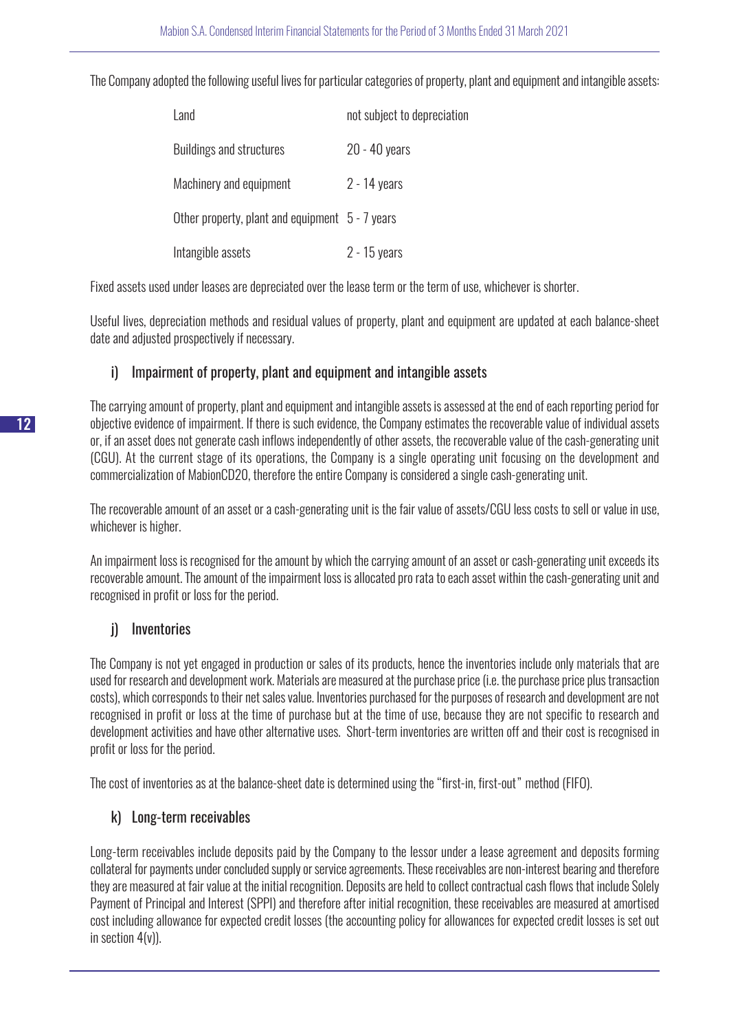The Company adopted the following useful lives for particular categories of property, plant and equipment and intangible assets:

| | |
|---|---|
| Land | not subject to depreciation |
| Buildings and structures | 20 - 40 years |
| Machinery and equipment | 2 - 14 years |
| Other property, plant and equipment | 5 - 7 years |
| Intangible assets | 2 - 15 years |

Fixed assets used under leases are depreciated over the lease term or the term of use, whichever is shorter.

Useful lives, depreciation methods and residual values of property, plant and equipment are updated at each balance-sheet date and adjusted prospectively if necessary.

### i) Impairment of property, plant and equipment and intangible assets

The carrying amount of property, plant and equipment and intangible assets is assessed at the end of each reporting period for objective evidence of impairment. If there is such evidence, the Company estimates the recoverable value of individual assets or, if an asset does not generate cash inflows independently of other assets, the recoverable value of the cash-generating unit (CGU). At the current stage of its operations, the Company is a single operating unit focusing on the development and commercialization of MabionCD20, therefore the entire Company is considered a single cash-generating unit.

The recoverable amount of an asset or a cash-generating unit is the fair value of assets/CGU less costs to sell or value in use, whichever is higher.

An impairment loss is recognised for the amount by which the carrying amount of an asset or cash-generating unit exceeds its recoverable amount. The amount of the impairment loss is allocated pro rata to each asset within the cash-generating unit and recognised in profit or loss for the period.

### j) Inventories

The Company is not yet engaged in production or sales of its products, hence the inventories include only materials that are used for research and development work. Materials are measured at the purchase price (i.e. the purchase price plus transaction costs), which corresponds to their net sales value. Inventories purchased for the purposes of research and development are not recognised in profit or loss at the time of purchase but at the time of use, because they are not specific to research and development activities and have other alternative uses. Short-term inventories are written off and their cost is recognised in profit or loss for the period.

The cost of inventories as at the balance-sheet date is determined using the "first-in, first-out" method (FIFO).

### k) Long-term receivables

Long-term receivables include deposits paid by the Company to the lessor under a lease agreement and deposits forming collateral for payments under concluded supply or service agreements. These receivables are non-interest bearing and therefore they are measured at fair value at the initial recognition. Deposits are held to collect contractual cash flows that include Solely Payment of Principal and Interest (SPPI) and therefore after initial recognition, these receivables are measured at amortised cost including allowance for expected credit losses (the accounting policy for allowances for expected credit losses is set out in section 4(v)).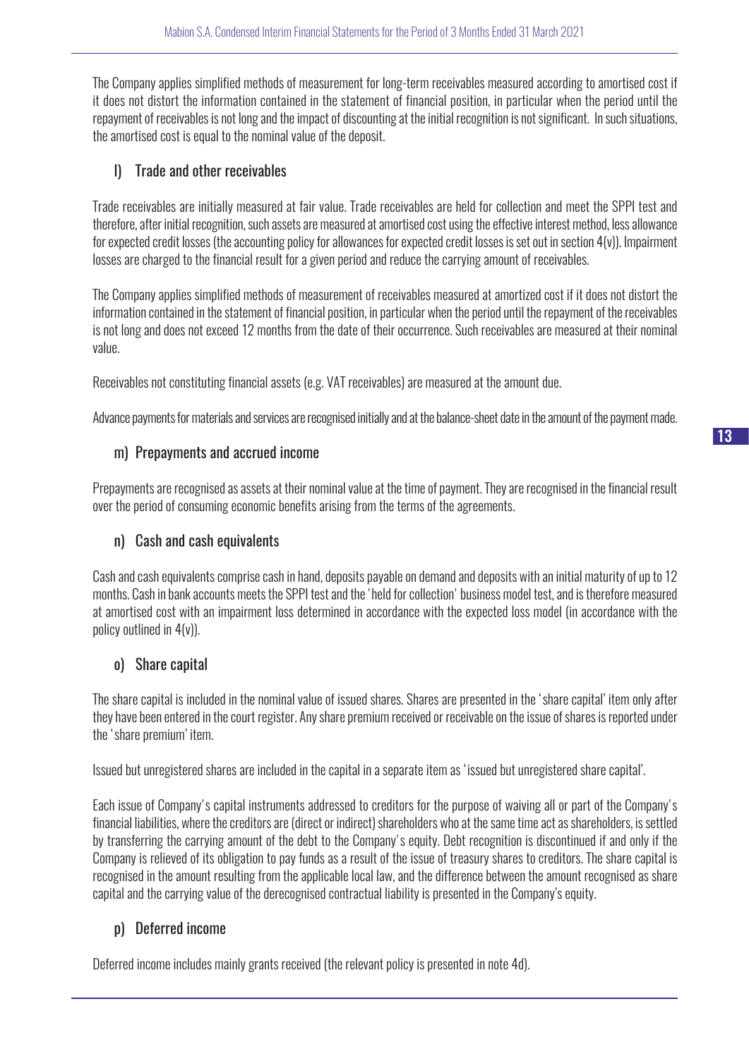The Company applies simplified methods of measurement for long-term receivables measured according to amortised cost if it does not distort the information contained in the statement of financial position, in particular when the period until the repayment of receivables is not long and the impact of discounting at the initial recognition is not significant. In such situations, the amortised cost is equal to the nominal value of the deposit.

### l) Trade and other receivables

Trade receivables are initially measured at fair value. Trade receivables are held for collection and meet the SPPI test and therefore, after initial recognition, such assets are measured at amortised cost using the effective interest method, less allowance for expected credit losses (the accounting policy for allowances for expected credit losses is set out in section 4(v)). Impairment losses are charged to the financial result for a given period and reduce the carrying amount of receivables.

The Company applies simplified methods of measurement of receivables measured at amortized cost if it does not distort the information contained in the statement of financial position, in particular when the period until the repayment of the receivables is not long and does not exceed 12 months from the date of their occurrence. Such receivables are measured at their nominal value.

Receivables not constituting financial assets (e.g. VAT receivables) are measured at the amount due.

Advance payments for materials and services are recognised initially and at the balance-sheet date in the amount of the payment made.

### m) Prepayments and accrued income

Prepayments are recognised as assets at their nominal value at the time of payment. They are recognised in the financial result over the period of consuming economic benefits arising from the terms of the agreements.

### n) Cash and cash equivalents

Cash and cash equivalents comprise cash in hand, deposits payable on demand and deposits with an initial maturity of up to 12 months. Cash in bank accounts meets the SPPI test and the 'held for collection' business model test, and is therefore measured at amortised cost with an impairment loss determined in accordance with the expected loss model (in accordance with the policy outlined in 4(v)).

### o) Share capital

The share capital is included in the nominal value of issued shares. Shares are presented in the 'share capital' item only after they have been entered in the court register. Any share premium received or receivable on the issue of shares is reported under the 'share premium' item.

Issued but unregistered shares are included in the capital in a separate item as 'issued but unregistered share capital'.

Each issue of Company's capital instruments addressed to creditors for the purpose of waiving all or part of the Company's financial liabilities, where the creditors are (direct or indirect) shareholders who at the same time act as shareholders, is settled by transferring the carrying amount of the debt to the Company's equity. Debt recognition is discontinued if and only if the Company is relieved of its obligation to pay funds as a result of the issue of treasury shares to creditors. The share capital is recognised in the amount resulting from the applicable local law, and the difference between the amount recognised as share capital and the carrying value of the derecognised contractual liability is presented in the Company's equity.

### p) Deferred income

Deferred income includes mainly grants received (the relevant policy is presented in note 4d).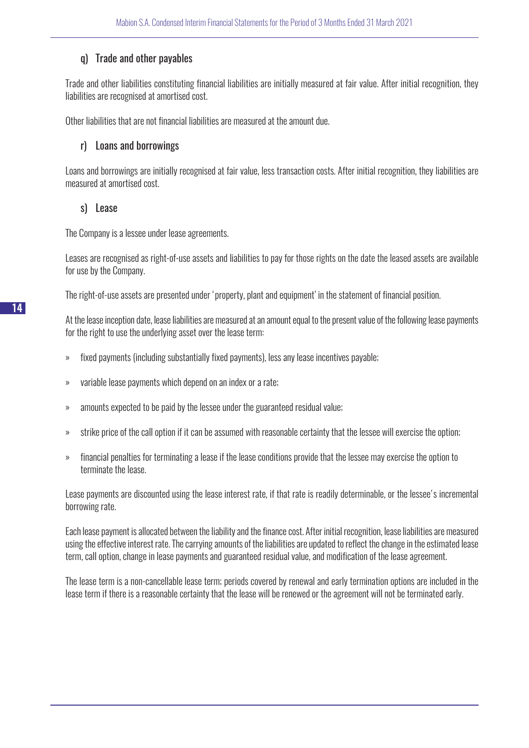### q) Trade and other payables

Trade and other liabilities constituting financial liabilities are initially measured at fair value. After initial recognition, they liabilities are recognised at amortised cost.

Other liabilities that are not financial liabilities are measured at the amount due.

### r) Loans and borrowings

Loans and borrowings are initially recognised at fair value, less transaction costs. After initial recognition, they liabilities are measured at amortised cost.

### s) Lease

The Company is a lessee under lease agreements.

Leases are recognised as right-of-use assets and liabilities to pay for those rights on the date the leased assets are available for use by the Company.

The right-of-use assets are presented under 'property, plant and equipment' in the statement of financial position.

At the lease inception date, lease liabilities are measured at an amount equal to the present value of the following lease payments for the right to use the underlying asset over the lease term:

- fixed payments (including substantially fixed payments), less any lease incentives payable;
- variable lease payments which depend on an index or a rate;
- amounts expected to be paid by the lessee under the guaranteed residual value;
- strike price of the call option if it can be assumed with reasonable certainty that the lessee will exercise the option;
- financial penalties for terminating a lease if the lease conditions provide that the lessee may exercise the option to terminate the lease.

Lease payments are discounted using the lease interest rate, if that rate is readily determinable, or the lessee's incremental borrowing rate.

Each lease payment is allocated between the liability and the finance cost. After initial recognition, lease liabilities are measured using the effective interest rate. The carrying amounts of the liabilities are updated to reflect the change in the estimated lease term, call option, change in lease payments and guaranteed residual value, and modification of the lease agreement.

The lease term is a non-cancellable lease term; periods covered by renewal and early termination options are included in the lease term if there is a reasonable certainty that the lease will be renewed or the agreement will not be terminated early.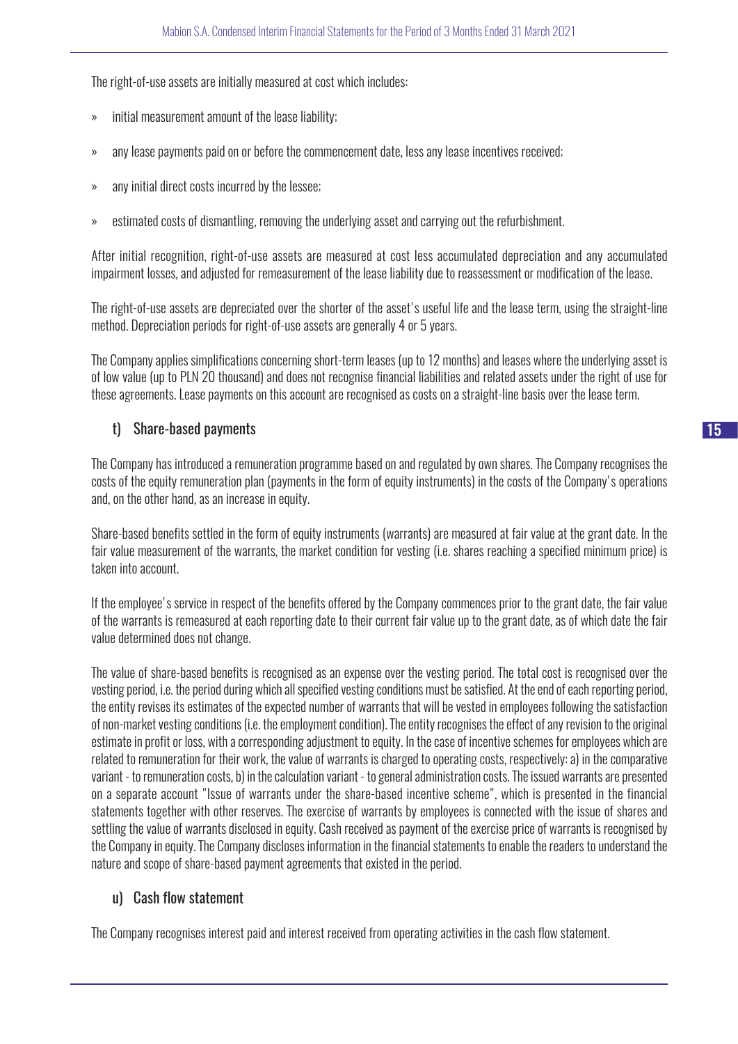The right-of-use assets are initially measured at cost which includes:

- initial measurement amount of the lease liability;
- any lease payments paid on or before the commencement date, less any lease incentives received;
- any initial direct costs incurred by the lessee;
- estimated costs of dismantling, removing the underlying asset and carrying out the refurbishment.

After initial recognition, right-of-use assets are measured at cost less accumulated depreciation and any accumulated impairment losses, and adjusted for remeasurement of the lease liability due to reassessment or modification of the lease.

The right-of-use assets are depreciated over the shorter of the asset's useful life and the lease term, using the straight-line method. Depreciation periods for right-of-use assets are generally 4 or 5 years.

The Company applies simplifications concerning short-term leases (up to 12 months) and leases where the underlying asset is of low value (up to PLN 20 thousand) and does not recognise financial liabilities and related assets under the right of use for these agreements. Lease payments on this account are recognised as costs on a straight-line basis over the lease term.

### t) Share-based payments

The Company has introduced a remuneration programme based on and regulated by own shares. The Company recognises the costs of the equity remuneration plan (payments in the form of equity instruments) in the costs of the Company's operations and, on the other hand, as an increase in equity.

Share-based benefits settled in the form of equity instruments (warrants) are measured at fair value at the grant date. In the fair value measurement of the warrants, the market condition for vesting (i.e. shares reaching a specified minimum price) is taken into account.

If the employee's service in respect of the benefits offered by the Company commences prior to the grant date, the fair value of the warrants is remeasured at each reporting date to their current fair value up to the grant date, as of which date the fair value determined does not change.

The value of share-based benefits is recognised as an expense over the vesting period. The total cost is recognised over the vesting period, i.e. the period during which all specified vesting conditions must be satisfied. At the end of each reporting period, the entity revises its estimates of the expected number of warrants that will be vested in employees following the satisfaction of non-market vesting conditions (i.e. the employment condition). The entity recognises the effect of any revision to the original estimate in profit or loss, with a corresponding adjustment to equity. In the case of incentive schemes for employees which are related to remuneration for their work, the value of warrants is charged to operating costs, respectively: a) in the comparative variant - to remuneration costs, b) in the calculation variant - to general administration costs. The issued warrants are presented on a separate account "Issue of warrants under the share-based incentive scheme", which is presented in the financial statements together with other reserves. The exercise of warrants by employees is connected with the issue of shares and settling the value of warrants disclosed in equity. Cash received as payment of the exercise price of warrants is recognised by the Company in equity. The Company discloses information in the financial statements to enable the readers to understand the nature and scope of share-based payment agreements that existed in the period.

### u) Cash flow statement

The Company recognises interest paid and interest received from operating activities in the cash flow statement.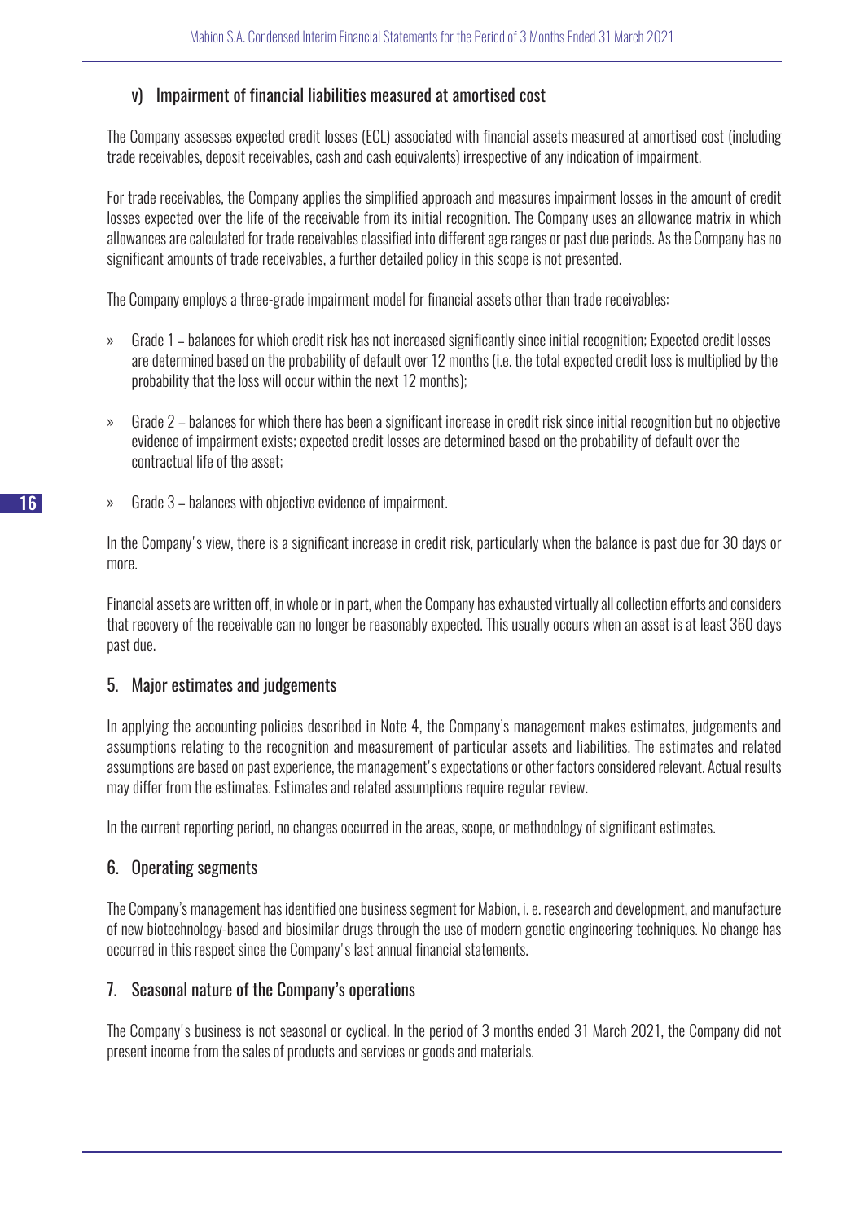### v) Impairment of financial liabilities measured at amortised cost

The Company assesses expected credit losses (ECL) associated with financial assets measured at amortised cost (including trade receivables, deposit receivables, cash and cash equivalents) irrespective of any indication of impairment.

For trade receivables, the Company applies the simplified approach and measures impairment losses in the amount of credit losses expected over the life of the receivable from its initial recognition. The Company uses an allowance matrix in which allowances are calculated for trade receivables classified into different age ranges or past due periods. As the Company has no significant amounts of trade receivables, a further detailed policy in this scope is not presented.

The Company employs a three-grade impairment model for financial assets other than trade receivables:

- Grade 1 – balances for which credit risk has not increased significantly since initial recognition; Expected credit losses are determined based on the probability of default over 12 months (i.e. the total expected credit loss is multiplied by the probability that the loss will occur within the next 12 months);
- Grade 2 – balances for which there has been a significant increase in credit risk since initial recognition but no objective evidence of impairment exists; expected credit losses are determined based on the probability of default over the contractual life of the asset;
- Grade 3 – balances with objective evidence of impairment.

In the Company's view, there is a significant increase in credit risk, particularly when the balance is past due for 30 days or more.

Financial assets are written off, in whole or in part, when the Company has exhausted virtually all collection efforts and considers that recovery of the receivable can no longer be reasonably expected. This usually occurs when an asset is at least 360 days past due.

## 5. Major estimates and judgements

In applying the accounting policies described in Note 4, the Company's management makes estimates, judgements and assumptions relating to the recognition and measurement of particular assets and liabilities. The estimates and related assumptions are based on past experience, the management's expectations or other factors considered relevant. Actual results may differ from the estimates. Estimates and related assumptions require regular review.

In the current reporting period, no changes occurred in the areas, scope, or methodology of significant estimates.

## 6. Operating segments

The Company's management has identified one business segment for Mabion, i. e. research and development, and manufacture of new biotechnology-based and biosimilar drugs through the use of modern genetic engineering techniques. No change has occurred in this respect since the Company's last annual financial statements.

## 7. Seasonal nature of the Company's operations

The Company's business is not seasonal or cyclical. In the period of 3 months ended 31 March 2021, the Company did not present income from the sales of products and services or goods and materials.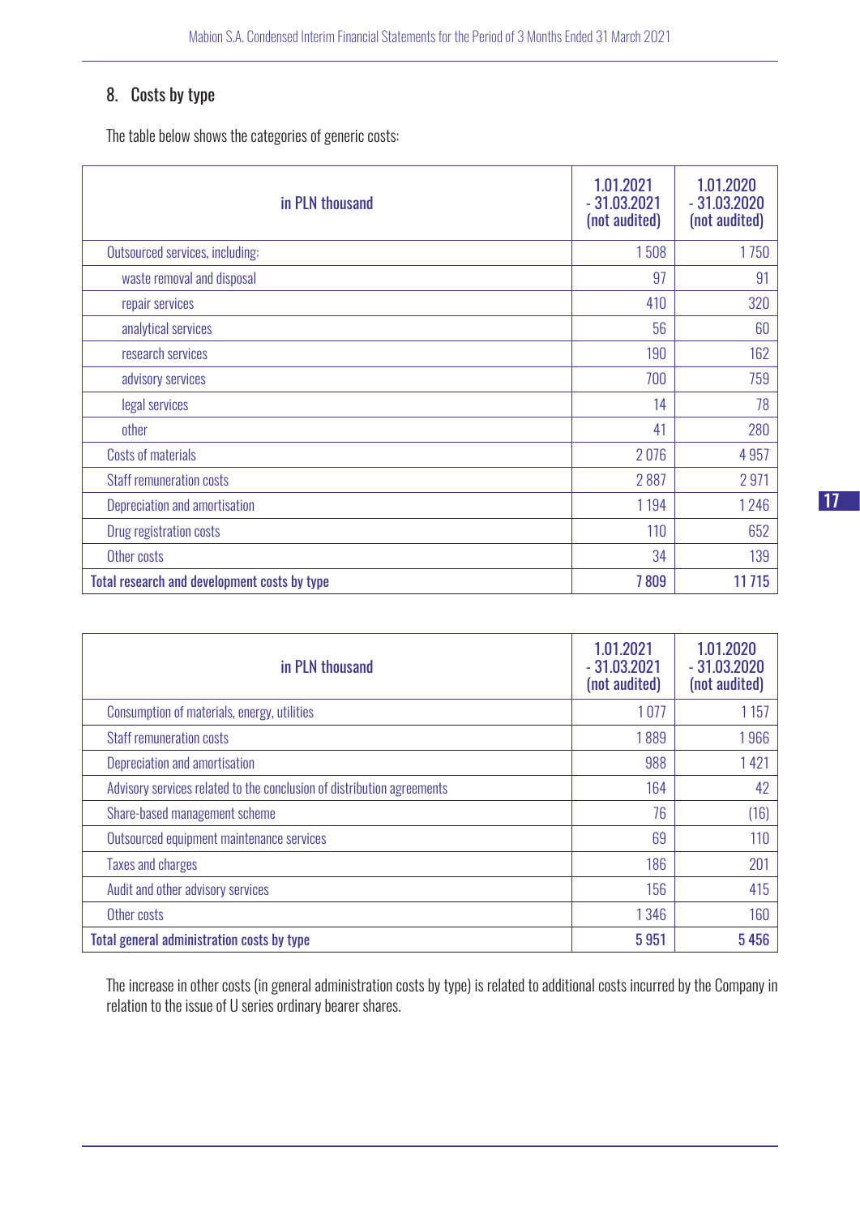## 8. Costs by type

The table below shows the categories of generic costs:

| in PLN thousand | 1.01.2021 - 31.03.2021 (not audited) | 1.01.2020 - 31.03.2020 (not audited) |
|---|---|---|
| Outsourced services, including: | 1 508 | 1 750 |
| waste removal and disposal | 97 | 91 |
| repair services | 410 | 320 |
| analytical services | 56 | 60 |
| research services | 190 | 162 |
| advisory services | 700 | 759 |
| legal services | 14 | 78 |
| other | 41 | 280 |
| Costs of materials | 2 076 | 4 957 |
| Staff remuneration costs | 2 887 | 2 971 |
| Depreciation and amortisation | 1 194 | 1 246 |
| Drug registration costs | 110 | 652 |
| Other costs | 34 | 139 |
| **Total research and development costs by type** | **7 809** | **11 715** |

| in PLN thousand | 1.01.2021 - 31.03.2021 (not audited) | 1.01.2020 - 31.03.2020 (not audited) |
|---|---|---|
| Consumption of materials, energy, utilities | 1 077 | 1 157 |
| Staff remuneration costs | 1 889 | 1 966 |
| Depreciation and amortisation | 988 | 1 421 |
| Advisory services related to the conclusion of distribution agreements | 164 | 42 |
| Share-based management scheme | 76 | (16) |
| Outsourced equipment maintenance services | 69 | 110 |
| Taxes and charges | 186 | 201 |
| Audit and other advisory services | 156 | 415 |
| Other costs | 1 346 | 160 |
| **Total general administration costs by type** | **5 951** | **5 456** |

The increase in other costs (in general administration costs by type) is related to additional costs incurred by the Company in relation to the issue of U series ordinary bearer shares.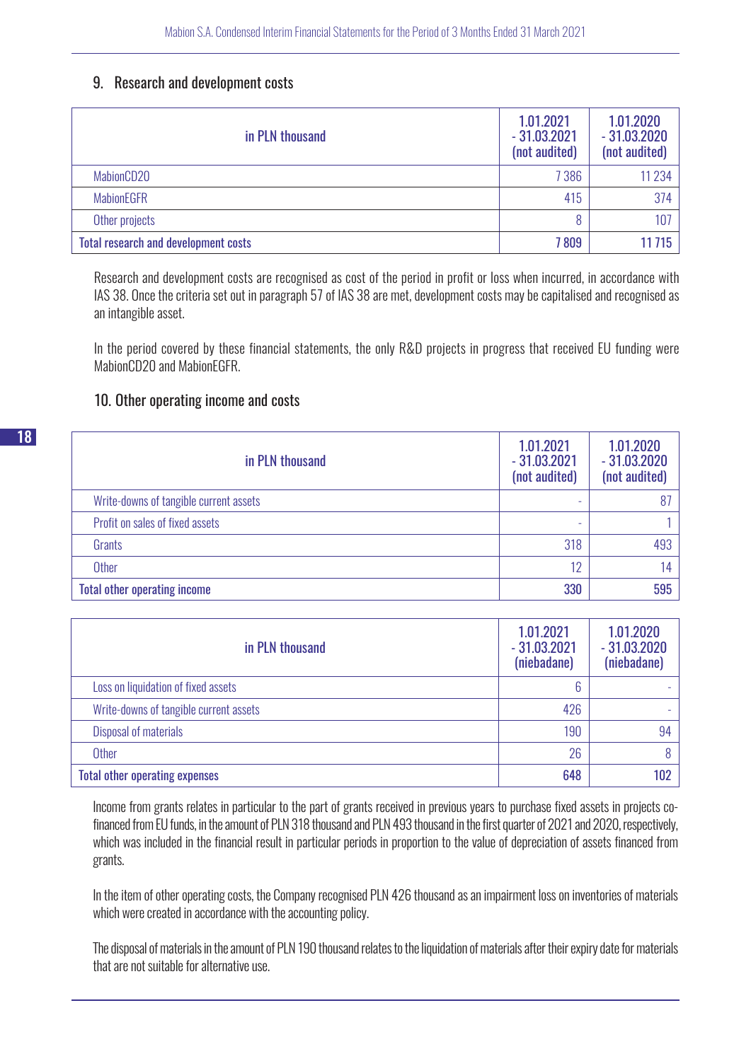## 9. Research and development costs

| in PLN thousand | 1.01.2021 - 31.03.2021 (not audited) | 1.01.2020 - 31.03.2020 (not audited) |
|---|---|---|
| MabionCD20 | 7 386 | 11 234 |
| MabionEGFR | 415 | 374 |
| Other projects | 8 | 107 |
| **Total research and development costs** | **7 809** | **11 715** |

Research and development costs are recognised as cost of the period in profit or loss when incurred, in accordance with IAS 38. Once the criteria set out in paragraph 57 of IAS 38 are met, development costs may be capitalised and recognised as an intangible asset.

In the period covered by these financial statements, the only R&D projects in progress that received EU funding were MabionCD20 and MabionEGFR.

## 10. Other operating income and costs

| in PLN thousand | 1.01.2021 - 31.03.2021 (not audited) | 1.01.2020 - 31.03.2020 (not audited) |
|---|---|---|
| Write-downs of tangible current assets | - | 87 |
| Profit on sales of fixed assets | - | 1 |
| Grants | 318 | 493 |
| Other | 12 | 14 |
| **Total other operating income** | **330** | **595** |

| in PLN thousand | 1.01.2021 - 31.03.2021 (niebadane) | 1.01.2020 - 31.03.2020 (niebadane) |
|---|---|---|
| Loss on liquidation of fixed assets | 6 | - |
| Write-downs of tangible current assets | 426 | - |
| Disposal of materials | 190 | 94 |
| Other | 26 | 8 |
| **Total other operating expenses** | **648** | **102** |

Income from grants relates in particular to the part of grants received in previous years to purchase fixed assets in projects co-financed from EU funds, in the amount of PLN 318 thousand and PLN 493 thousand in the first quarter of 2021 and 2020, respectively, which was included in the financial result in particular periods in proportion to the value of depreciation of assets financed from grants.

In the item of other operating costs, the Company recognised PLN 426 thousand as an impairment loss on inventories of materials which were created in accordance with the accounting policy.

The disposal of materials in the amount of PLN 190 thousand relates to the liquidation of materials after their expiry date for materials that are not suitable for alternative use.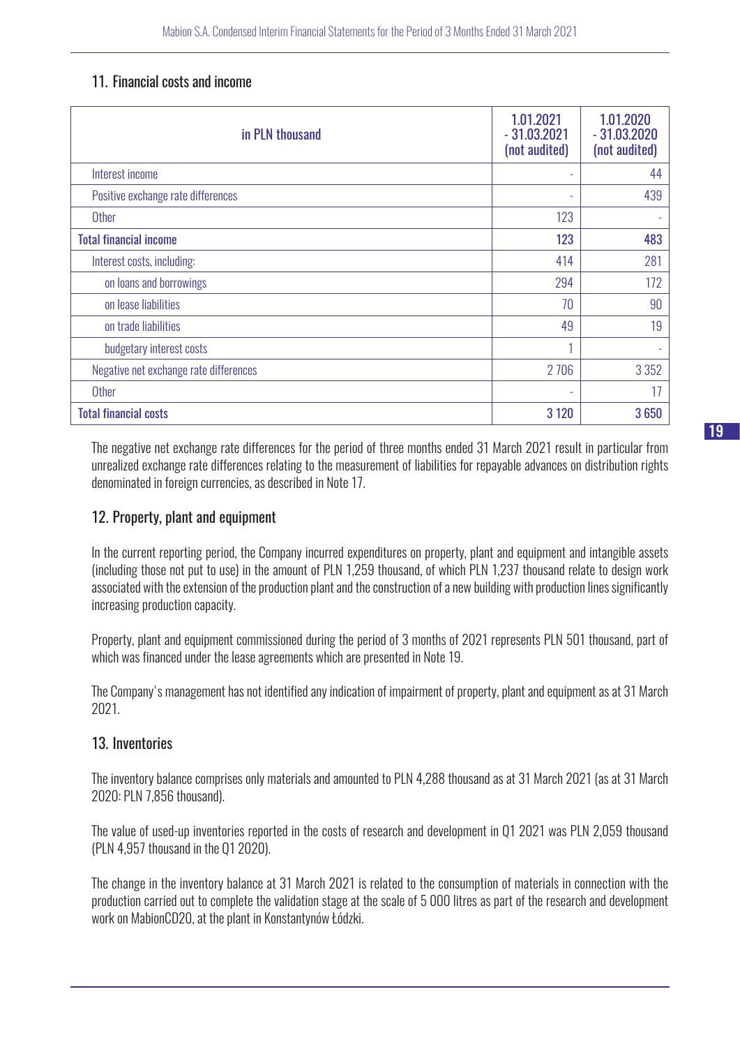## 11. Financial costs and income

| in PLN thousand | 1.01.2021 - 31.03.2021 (not audited) | 1.01.2020 - 31.03.2020 (not audited) |
|---|---|---|
| Interest income | - | 44 |
| Positive exchange rate differences | - | 439 |
| Other | 123 | - |
| **Total financial income** | **123** | **483** |
| Interest costs, including: | 414 | 281 |
| on loans and borrowings | 294 | 172 |
| on lease liabilities | 70 | 90 |
| on trade liabilities | 49 | 19 |
| budgetary interest costs | 1 | - |
| Negative net exchange rate differences | 2 706 | 3 352 |
| Other | - | 17 |
| **Total financial costs** | **3 120** | **3 650** |

The negative net exchange rate differences for the period of three months ended 31 March 2021 result in particular from unrealized exchange rate differences relating to the measurement of liabilities for repayable advances on distribution rights denominated in foreign currencies, as described in Note 17.

## 12. Property, plant and equipment

In the current reporting period, the Company incurred expenditures on property, plant and equipment and intangible assets (including those not put to use) in the amount of PLN 1,259 thousand, of which PLN 1,237 thousand relate to design work associated with the extension of the production plant and the construction of a new building with production lines significantly increasing production capacity.

Property, plant and equipment commissioned during the period of 3 months of 2021 represents PLN 501 thousand, part of which was financed under the lease agreements which are presented in Note 19.

The Company's management has not identified any indication of impairment of property, plant and equipment as at 31 March 2021.

## 13. Inventories

The inventory balance comprises only materials and amounted to PLN 4,288 thousand as at 31 March 2021 (as at 31 March 2020: PLN 7,856 thousand).

The value of used-up inventories reported in the costs of research and development in Q1 2021 was PLN 2,059 thousand (PLN 4,957 thousand in the Q1 2020).

The change in the inventory balance at 31 March 2021 is related to the consumption of materials in connection with the production carried out to complete the validation stage at the scale of 5 000 litres as part of the research and development work on MabionCD20, at the plant in Konstantynów Łódzki.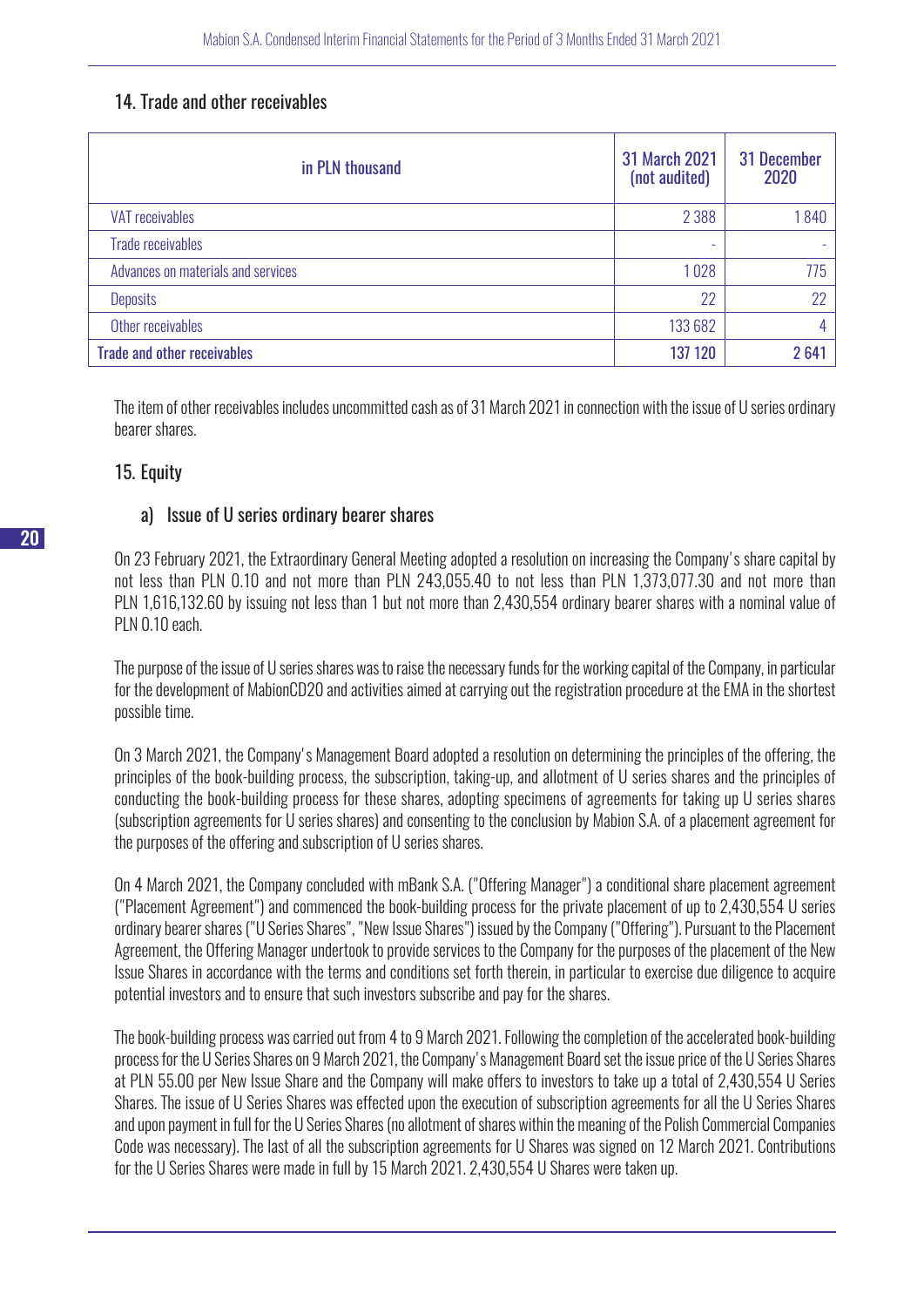## 14. Trade and other receivables

| in PLN thousand | 31 March 2021 (not audited) | 31 December 2020 |
|---|---|---|
| VAT receivables | 2 388 | 1 840 |
| Trade receivables | - | - |
| Advances on materials and services | 1 028 | 775 |
| Deposits | 22 | 22 |
| Other receivables | 133 682 | 4 |
| **Trade and other receivables** | **137 120** | **2 641** |

The item of other receivables includes uncommitted cash as of 31 March 2021 in connection with the issue of U series ordinary bearer shares.

## 15. Equity

### a) Issue of U series ordinary bearer shares

On 23 February 2021, the Extraordinary General Meeting adopted a resolution on increasing the Company's share capital by not less than PLN 0.10 and not more than PLN 243,055.40 to not less than PLN 1,373,077.30 and not more than PLN 1,616,132.60 by issuing not less than 1 but not more than 2,430,554 ordinary bearer shares with a nominal value of PLN 0.10 each.

The purpose of the issue of U series shares was to raise the necessary funds for the working capital of the Company, in particular for the development of MabionCD20 and activities aimed at carrying out the registration procedure at the EMA in the shortest possible time.

On 3 March 2021, the Company's Management Board adopted a resolution on determining the principles of the offering, the principles of the book-building process, the subscription, taking-up, and allotment of U series shares and the principles of conducting the book-building process for these shares, adopting specimens of agreements for taking up U series shares (subscription agreements for U series shares) and consenting to the conclusion by Mabion S.A. of a placement agreement for the purposes of the offering and subscription of U series shares.

On 4 March 2021, the Company concluded with mBank S.A. ("Offering Manager") a conditional share placement agreement ("Placement Agreement") and commenced the book-building process for the private placement of up to 2,430,554 U series ordinary bearer shares ("U Series Shares", "New Issue Shares") issued by the Company ("Offering"). Pursuant to the Placement Agreement, the Offering Manager undertook to provide services to the Company for the purposes of the placement of the New Issue Shares in accordance with the terms and conditions set forth therein, in particular to exercise due diligence to acquire potential investors and to ensure that such investors subscribe and pay for the shares.

The book-building process was carried out from 4 to 9 March 2021. Following the completion of the accelerated book-building process for the U Series Shares on 9 March 2021, the Company's Management Board set the issue price of the U Series Shares at PLN 55.00 per New Issue Share and the Company will make offers to investors to take up a total of 2,430,554 U Series Shares. The issue of U Series Shares was effected upon the execution of subscription agreements for all the U Series Shares and upon payment in full for the U Series Shares (no allotment of shares within the meaning of the Polish Commercial Companies Code was necessary). The last of all the subscription agreements for U Shares was signed on 12 March 2021. Contributions for the U Series Shares were made in full by 15 March 2021. 2,430,554 U Shares were taken up.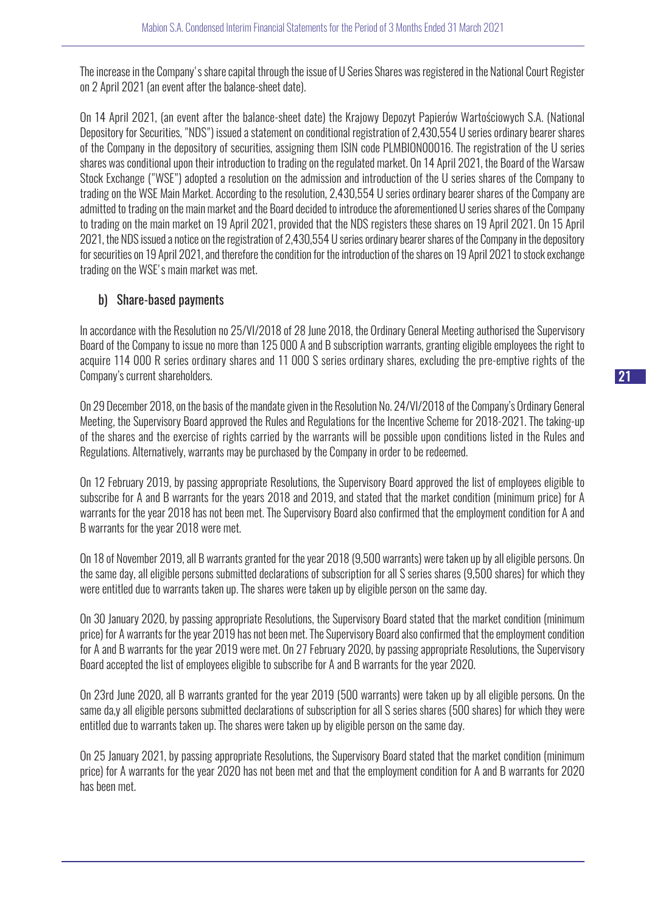The increase in the Company's share capital through the issue of U Series Shares was registered in the National Court Register on 2 April 2021 (an event after the balance-sheet date).

On 14 April 2021, (an event after the balance-sheet date) the Krajowy Depozyt Papierów Wartościowych S.A. (National Depository for Securities, "NDS") issued a statement on conditional registration of 2,430,554 U series ordinary bearer shares of the Company in the depository of securities, assigning them ISIN code PLMBION00016. The registration of the U series shares was conditional upon their introduction to trading on the regulated market. On 14 April 2021, the Board of the Warsaw Stock Exchange ("WSE") adopted a resolution on the admission and introduction of the U series shares of the Company to trading on the WSE Main Market. According to the resolution, 2,430,554 U series ordinary bearer shares of the Company are admitted to trading on the main market and the Board decided to introduce the aforementioned U series shares of the Company to trading on the main market on 19 April 2021, provided that the NDS registers these shares on 19 April 2021. On 15 April 2021, the NDS issued a notice on the registration of 2,430,554 U series ordinary bearer shares of the Company in the depository for securities on 19 April 2021, and therefore the condition for the introduction of the shares on 19 April 2021 to stock exchange trading on the WSE's main market was met.

## b) Share-based payments

In accordance with the Resolution no 25/VI/2018 of 28 June 2018, the Ordinary General Meeting authorised the Supervisory Board of the Company to issue no more than 125 000 A and B subscription warrants, granting eligible employees the right to acquire 114 000 R series ordinary shares and 11 000 S series ordinary shares, excluding the pre-emptive rights of the Company's current shareholders.

On 29 December 2018, on the basis of the mandate given in the Resolution No. 24/VI/2018 of the Company's Ordinary General Meeting, the Supervisory Board approved the Rules and Regulations for the Incentive Scheme for 2018-2021. The taking-up of the shares and the exercise of rights carried by the warrants will be possible upon conditions listed in the Rules and Regulations. Alternatively, warrants may be purchased by the Company in order to be redeemed.

On 12 February 2019, by passing appropriate Resolutions, the Supervisory Board approved the list of employees eligible to subscribe for A and B warrants for the years 2018 and 2019, and stated that the market condition (minimum price) for A warrants for the year 2018 has not been met. The Supervisory Board also confirmed that the employment condition for A and B warrants for the year 2018 were met.

On 18 of November 2019, all B warrants granted for the year 2018 (9,500 warrants) were taken up by all eligible persons. On the same day, all eligible persons submitted declarations of subscription for all S series shares (9,500 shares) for which they were entitled due to warrants taken up. The shares were taken up by eligible person on the same day.

On 30 January 2020, by passing appropriate Resolutions, the Supervisory Board stated that the market condition (minimum price) for A warrants for the year 2019 has not been met. The Supervisory Board also confirmed that the employment condition for A and B warrants for the year 2019 were met. On 27 February 2020, by passing appropriate Resolutions, the Supervisory Board accepted the list of employees eligible to subscribe for A and B warrants for the year 2020.

On 23rd June 2020, all B warrants granted for the year 2019 (500 warrants) were taken up by all eligible persons. On the same da,y all eligible persons submitted declarations of subscription for all S series shares (500 shares) for which they were entitled due to warrants taken up. The shares were taken up by eligible person on the same day.

On 25 January 2021, by passing appropriate Resolutions, the Supervisory Board stated that the market condition (minimum price) for A warrants for the year 2020 has not been met and that the employment condition for A and B warrants for 2020 has been met.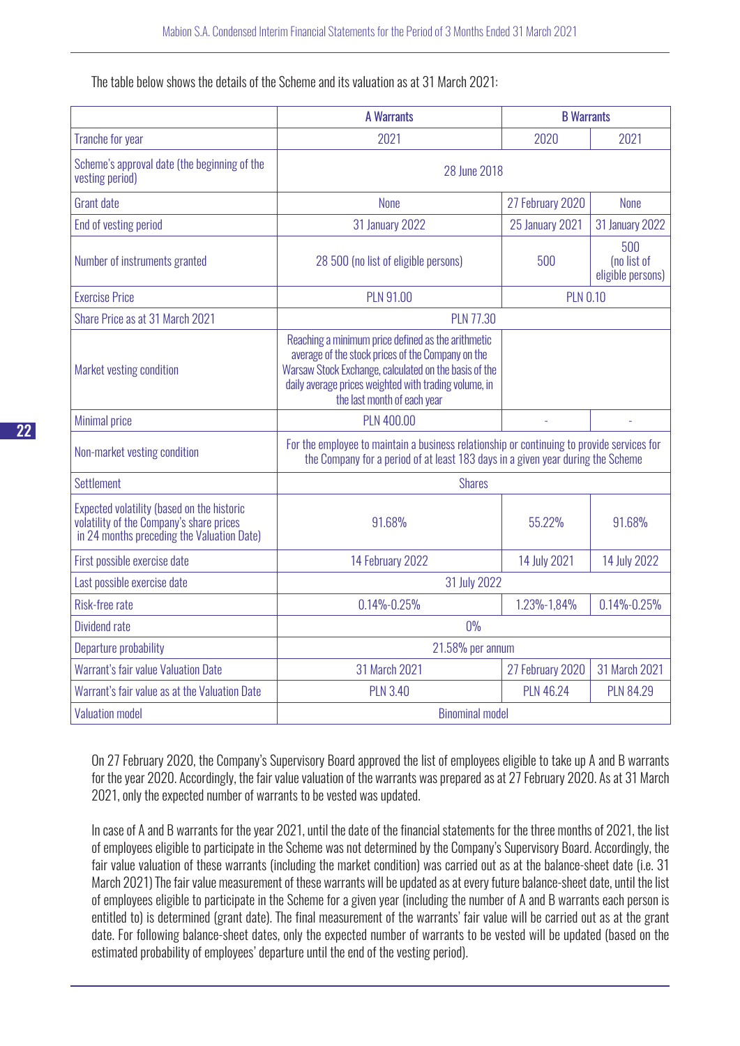The table below shows the details of the Scheme and its valuation as at 31 March 2021:

| | A Warrants | B Warrants | |
|---|---|---|---|
| Tranche for year | 2021 | 2020 | 2021 |
| Scheme's approval date (the beginning of the vesting period) | 28 June 2018 | | |
| Grant date | None | 27 February 2020 | None |
| End of vesting period | 31 January 2022 | 25 January 2021 | 31 January 2022 |
| Number of instruments granted | 28 500 (no list of eligible persons) | 500 | 500 (no list of eligible persons) |
| Exercise Price | PLN 91.00 | PLN 0.10 | |
| Share Price as at 31 March 2021 | PLN 77.30 | | |
| Market vesting condition | Reaching a minimum price defined as the arithmetic average of the stock prices of the Company on the Warsaw Stock Exchange, calculated on the basis of the daily average prices weighted with trading volume, in the last month of each year | | |
| Minimal price | PLN 400.00 | - | - |
| Non-market vesting condition | For the employee to maintain a business relationship or continuing to provide services for the Company for a period of at least 183 days in a given year during the Scheme | | |
| Settlement | Shares | | |
| Expected volatility (based on the historic volatility of the Company's share prices in 24 months preceding the Valuation Date) | 91.68% | 55.22% | 91.68% |
| First possible exercise date | 14 February 2022 | 14 July 2021 | 14 July 2022 |
| Last possible exercise date | 31 July 2022 | | |
| Risk-free rate | 0.14%-0.25% | 1.23%-1,84% | 0.14%-0.25% |
| Dividend rate | 0% | | |
| Departure probability | 21.58% per annum | | |
| Warrant's fair value Valuation Date | 31 March 2021 | 27 February 2020 | 31 March 2021 |
| Warrant's fair value as at the Valuation Date | PLN 3.40 | PLN 46.24 | PLN 84.29 |
| Valuation model | Binominal model | | |

On 27 February 2020, the Company's Supervisory Board approved the list of employees eligible to take up A and B warrants for the year 2020. Accordingly, the fair value valuation of the warrants was prepared as at 27 February 2020. As at 31 March 2021, only the expected number of warrants to be vested was updated.

In case of A and B warrants for the year 2021, until the date of the financial statements for the three months of 2021, the list of employees eligible to participate in the Scheme was not determined by the Company's Supervisory Board. Accordingly, the fair value valuation of these warrants (including the market condition) was carried out as at the balance-sheet date (i.e. 31 March 2021) The fair value measurement of these warrants will be updated as at every future balance-sheet date, until the list of employees eligible to participate in the Scheme for a given year (including the number of A and B warrants each person is entitled to) is determined (grant date). The final measurement of the warrants' fair value will be carried out as at the grant date. For following balance-sheet dates, only the expected number of warrants to be vested will be updated (based on the estimated probability of employees' departure until the end of the vesting period).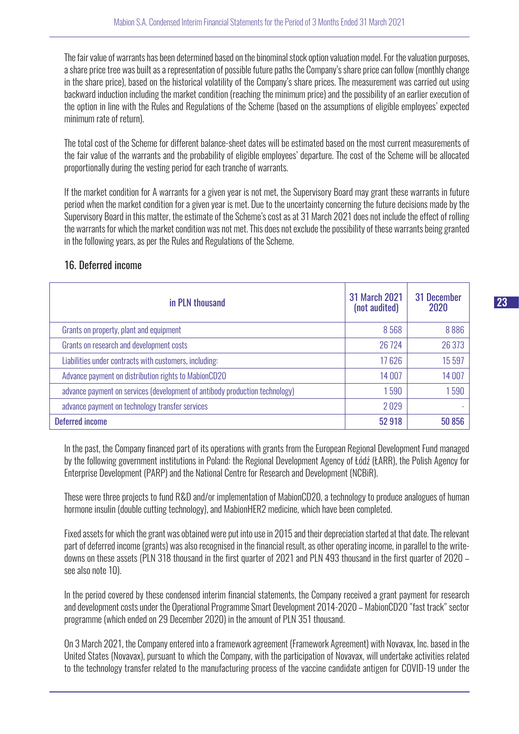The fair value of warrants has been determined based on the binominal stock option valuation model. For the valuation purposes, a share price tree was built as a representation of possible future paths the Company's share price can follow (monthly change in the share price), based on the historical volatility of the Company's share prices. The measurement was carried out using backward induction including the market condition (reaching the minimum price) and the possibility of an earlier execution of the option in line with the Rules and Regulations of the Scheme (based on the assumptions of eligible employees' expected minimum rate of return).

The total cost of the Scheme for different balance-sheet dates will be estimated based on the most current measurements of the fair value of the warrants and the probability of eligible employees' departure. The cost of the Scheme will be allocated proportionally during the vesting period for each tranche of warrants.

If the market condition for A warrants for a given year is not met, the Supervisory Board may grant these warrants in future period when the market condition for a given year is met. Due to the uncertainty concerning the future decisions made by the Supervisory Board in this matter, the estimate of the Scheme's cost as at 31 March 2021 does not include the effect of rolling the warrants for which the market condition was not met. This does not exclude the possibility of these warrants being granted in the following years, as per the Rules and Regulations of the Scheme.

## 16. Deferred income

| in PLN thousand | 31 March 2021 (not audited) | 31 December 2020 |
|---|---|---|
| Grants on property, plant and equipment | 8 568 | 8 886 |
| Grants on research and development costs | 26 724 | 26 373 |
| Liabilities under contracts with customers, including: | 17 626 | 15 597 |
| Advance payment on distribution rights to MabionCD20 | 14 007 | 14 007 |
| advance payment on services (development of antibody production technology) | 1 590 | 1 590 |
| advance payment on technology transfer services | 2 029 | - |
| **Deferred income** | **52 918** | **50 856** |

In the past, the Company financed part of its operations with grants from the European Regional Development Fund managed by the following government institutions in Poland: the Regional Development Agency of Łódź (ŁARR), the Polish Agency for Enterprise Development (PARP) and the National Centre for Research and Development (NCBiR).

These were three projects to fund R&D and/or implementation of MabionCD20, a technology to produce analogues of human hormone insulin (double cutting technology), and MabionHER2 medicine, which have been completed.

Fixed assets for which the grant was obtained were put into use in 2015 and their depreciation started at that date. The relevant part of deferred income (grants) was also recognised in the financial result, as other operating income, in parallel to the write-downs on these assets (PLN 318 thousand in the first quarter of 2021 and PLN 493 thousand in the first quarter of 2020 – see also note 10).

In the period covered by these condensed interim financial statements, the Company received a grant payment for research and development costs under the Operational Programme Smart Development 2014-2020 – MabionCD20 "fast track" sector programme (which ended on 29 December 2020) in the amount of PLN 351 thousand.

On 3 March 2021, the Company entered into a framework agreement (Framework Agreement) with Novavax, Inc. based in the United States (Novavax), pursuant to which the Company, with the participation of Novavax, will undertake activities related to the technology transfer related to the manufacturing process of the vaccine candidate antigen for COVID-19 under the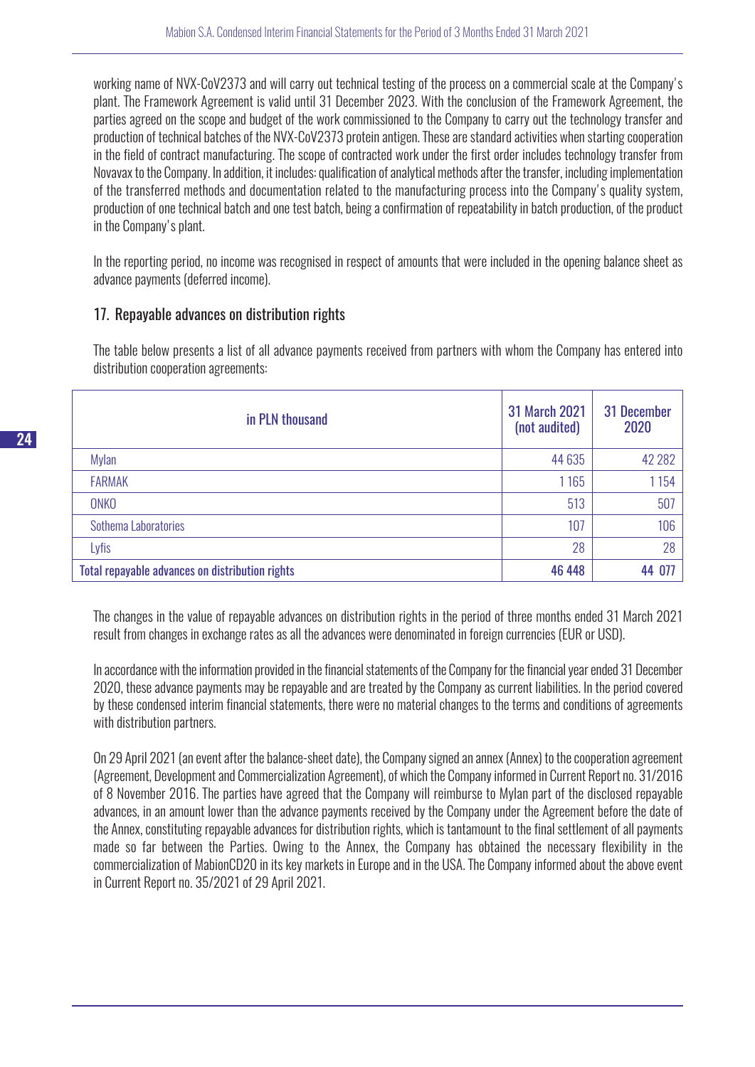working name of NVX-CoV2373 and will carry out technical testing of the process on a commercial scale at the Company's plant. The Framework Agreement is valid until 31 December 2023. With the conclusion of the Framework Agreement, the parties agreed on the scope and budget of the work commissioned to the Company to carry out the technology transfer and production of technical batches of the NVX-CoV2373 protein antigen. These are standard activities when starting cooperation in the field of contract manufacturing. The scope of contracted work under the first order includes technology transfer from Novavax to the Company. In addition, it includes: qualification of analytical methods after the transfer, including implementation of the transferred methods and documentation related to the manufacturing process into the Company's quality system, production of one technical batch and one test batch, being a confirmation of repeatability in batch production, of the product in the Company's plant.

In the reporting period, no income was recognised in respect of amounts that were included in the opening balance sheet as advance payments (deferred income).

## 17. Repayable advances on distribution rights

The table below presents a list of all advance payments received from partners with whom the Company has entered into distribution cooperation agreements:

| in PLN thousand | 31 March 2021 (not audited) | 31 December 2020 |
|---|---|---|
| Mylan | 44 635 | 42 282 |
| FARMAK | 1 165 | 1 154 |
| ONKO | 513 | 507 |
| Sothema Laboratories | 107 | 106 |
| Lyfis | 28 | 28 |
| **Total repayable advances on distribution rights** | **46 448** | **44 077** |

The changes in the value of repayable advances on distribution rights in the period of three months ended 31 March 2021 result from changes in exchange rates as all the advances were denominated in foreign currencies (EUR or USD).

In accordance with the information provided in the financial statements of the Company for the financial year ended 31 December 2020, these advance payments may be repayable and are treated by the Company as current liabilities. In the period covered by these condensed interim financial statements, there were no material changes to the terms and conditions of agreements with distribution partners.

On 29 April 2021 (an event after the balance-sheet date), the Company signed an annex (Annex) to the cooperation agreement (Agreement, Development and Commercialization Agreement), of which the Company informed in Current Report no. 31/2016 of 8 November 2016. The parties have agreed that the Company will reimburse to Mylan part of the disclosed repayable advances, in an amount lower than the advance payments received by the Company under the Agreement before the date of the Annex, constituting repayable advances for distribution rights, which is tantamount to the final settlement of all payments made so far between the Parties. Owing to the Annex, the Company has obtained the necessary flexibility in the commercialization of MabionCD20 in its key markets in Europe and in the USA. The Company informed about the above event in Current Report no. 35/2021 of 29 April 2021.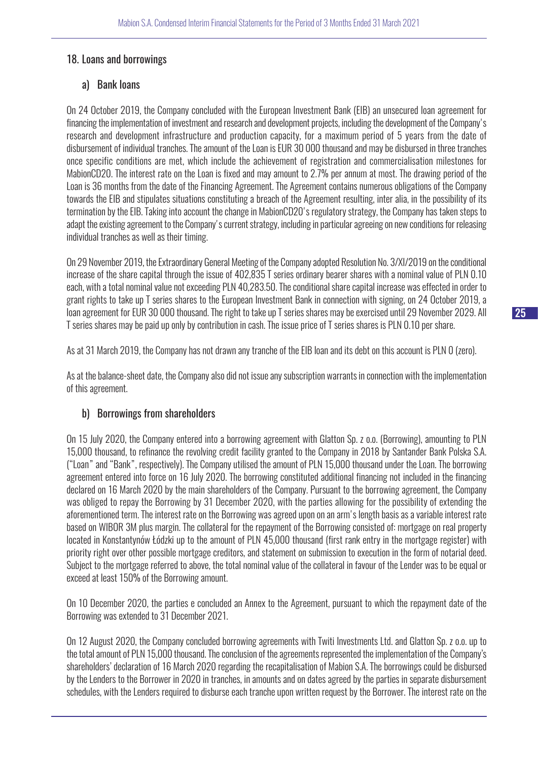## 18. Loans and borrowings

### a) Bank loans

On 24 October 2019, the Company concluded with the European Investment Bank (EIB) an unsecured loan agreement for financing the implementation of investment and research and development projects, including the development of the Company's research and development infrastructure and production capacity, for a maximum period of 5 years from the date of disbursement of individual tranches. The amount of the Loan is EUR 30 000 thousand and may be disbursed in three tranches once specific conditions are met, which include the achievement of registration and commercialisation milestones for MabionCD20. The interest rate on the Loan is fixed and may amount to 2.7% per annum at most. The drawing period of the Loan is 36 months from the date of the Financing Agreement. The Agreement contains numerous obligations of the Company towards the EIB and stipulates situations constituting a breach of the Agreement resulting, inter alia, in the possibility of its termination by the EIB. Taking into account the change in MabionCD20's regulatory strategy, the Company has taken steps to adapt the existing agreement to the Company's current strategy, including in particular agreeing on new conditions for releasing individual tranches as well as their timing.

On 29 November 2019, the Extraordinary General Meeting of the Company adopted Resolution No. 3/XI/2019 on the conditional increase of the share capital through the issue of 402,835 T series ordinary bearer shares with a nominal value of PLN 0.10 each, with a total nominal value not exceeding PLN 40,283.50. The conditional share capital increase was effected in order to grant rights to take up T series shares to the European Investment Bank in connection with signing, on 24 October 2019, a loan agreement for EUR 30 000 thousand. The right to take up T series shares may be exercised until 29 November 2029. All T series shares may be paid up only by contribution in cash. The issue price of T series shares is PLN 0.10 per share.

As at 31 March 2019, the Company has not drawn any tranche of the EIB loan and its debt on this account is PLN 0 (zero).

As at the balance-sheet date, the Company also did not issue any subscription warrants in connection with the implementation of this agreement.

### b) Borrowings from shareholders

On 15 July 2020, the Company entered into a borrowing agreement with Glatton Sp. z o.o. (Borrowing), amounting to PLN 15,000 thousand, to refinance the revolving credit facility granted to the Company in 2018 by Santander Bank Polska S.A. ("Loan" and "Bank", respectively). The Company utilised the amount of PLN 15,000 thousand under the Loan. The borrowing agreement entered into force on 16 July 2020. The borrowing constituted additional financing not included in the financing declared on 16 March 2020 by the main shareholders of the Company. Pursuant to the borrowing agreement, the Company was obliged to repay the Borrowing by 31 December 2020, with the parties allowing for the possibility of extending the aforementioned term. The interest rate on the Borrowing was agreed upon on an arm's length basis as a variable interest rate based on WIBOR 3M plus margin. The collateral for the repayment of the Borrowing consisted of: mortgage on real property located in Konstantynów Łódzki up to the amount of PLN 45,000 thousand (first rank entry in the mortgage register) with priority right over other possible mortgage creditors, and statement on submission to execution in the form of notarial deed. Subject to the mortgage referred to above, the total nominal value of the collateral in favour of the Lender was to be equal or exceed at least 150% of the Borrowing amount.

On 10 December 2020, the parties e concluded an Annex to the Agreement, pursuant to which the repayment date of the Borrowing was extended to 31 December 2021.

On 12 August 2020, the Company concluded borrowing agreements with Twiti Investments Ltd. and Glatton Sp. z o.o. up to the total amount of PLN 15,000 thousand. The conclusion of the agreements represented the implementation of the Company's shareholders' declaration of 16 March 2020 regarding the recapitalisation of Mabion S.A. The borrowings could be disbursed by the Lenders to the Borrower in 2020 in tranches, in amounts and on dates agreed by the parties in separate disbursement schedules, with the Lenders required to disburse each tranche upon written request by the Borrower. The interest rate on the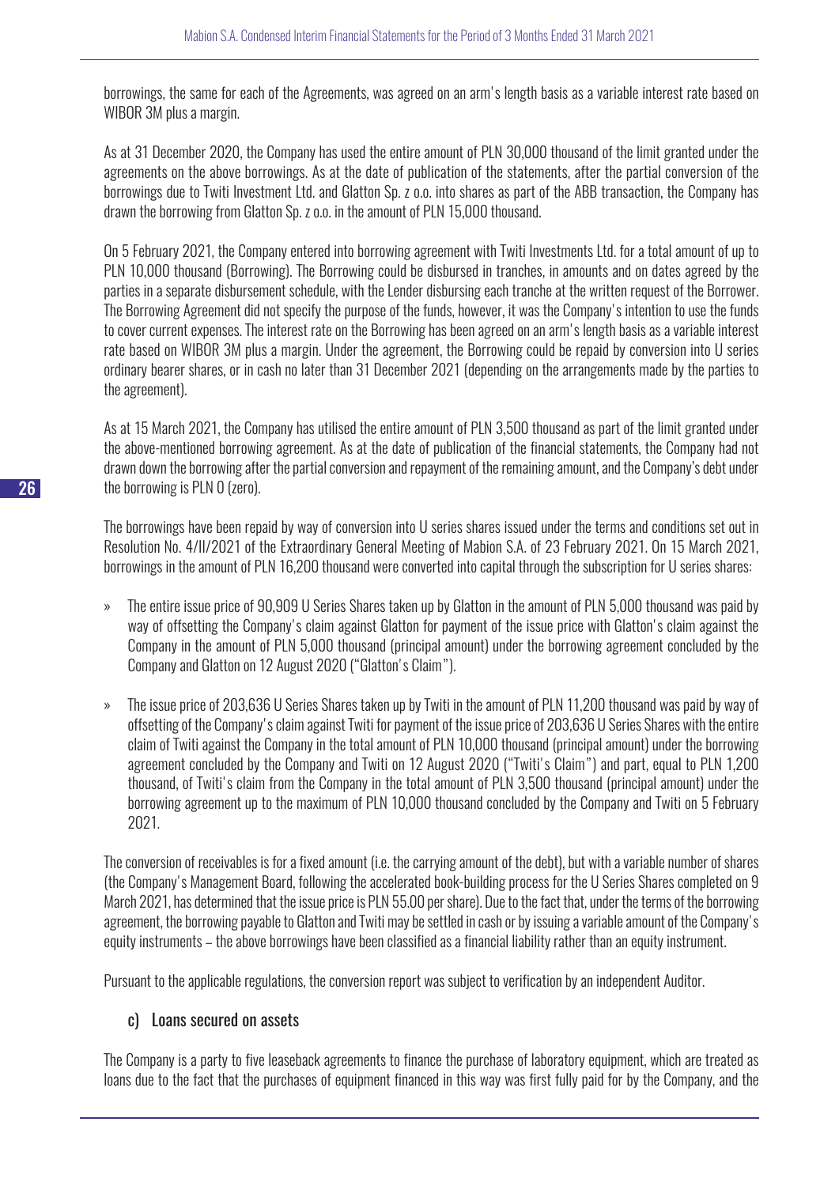borrowings, the same for each of the Agreements, was agreed on an arm's length basis as a variable interest rate based on WIBOR 3M plus a margin.

As at 31 December 2020, the Company has used the entire amount of PLN 30,000 thousand of the limit granted under the agreements on the above borrowings. As at the date of publication of the statements, after the partial conversion of the borrowings due to Twiti Investment Ltd. and Glatton Sp. z o.o. into shares as part of the ABB transaction, the Company has drawn the borrowing from Glatton Sp. z o.o. in the amount of PLN 15,000 thousand.

On 5 February 2021, the Company entered into borrowing agreement with Twiti Investments Ltd. for a total amount of up to PLN 10,000 thousand (Borrowing). The Borrowing could be disbursed in tranches, in amounts and on dates agreed by the parties in a separate disbursement schedule, with the Lender disbursing each tranche at the written request of the Borrower. The Borrowing Agreement did not specify the purpose of the funds, however, it was the Company's intention to use the funds to cover current expenses. The interest rate on the Borrowing has been agreed on an arm's length basis as a variable interest rate based on WIBOR 3M plus a margin. Under the agreement, the Borrowing could be repaid by conversion into U series ordinary bearer shares, or in cash no later than 31 December 2021 (depending on the arrangements made by the parties to the agreement).

As at 15 March 2021, the Company has utilised the entire amount of PLN 3,500 thousand as part of the limit granted under the above-mentioned borrowing agreement. As at the date of publication of the financial statements, the Company had not drawn down the borrowing after the partial conversion and repayment of the remaining amount, and the Company's debt under the borrowing is PLN 0 (zero).

The borrowings have been repaid by way of conversion into U series shares issued under the terms and conditions set out in Resolution No. 4/II/2021 of the Extraordinary General Meeting of Mabion S.A. of 23 February 2021. On 15 March 2021, borrowings in the amount of PLN 16,200 thousand were converted into capital through the subscription for U series shares:

- The entire issue price of 90,909 U Series Shares taken up by Glatton in the amount of PLN 5,000 thousand was paid by way of offsetting the Company's claim against Glatton for payment of the issue price with Glatton's claim against the Company in the amount of PLN 5,000 thousand (principal amount) under the borrowing agreement concluded by the Company and Glatton on 12 August 2020 ("Glatton's Claim").
- The issue price of 203,636 U Series Shares taken up by Twiti in the amount of PLN 11,200 thousand was paid by way of offsetting of the Company's claim against Twiti for payment of the issue price of 203,636 U Series Shares with the entire claim of Twiti against the Company in the total amount of PLN 10,000 thousand (principal amount) under the borrowing agreement concluded by the Company and Twiti on 12 August 2020 ("Twiti's Claim") and part, equal to PLN 1,200 thousand, of Twiti's claim from the Company in the total amount of PLN 3,500 thousand (principal amount) under the borrowing agreement up to the maximum of PLN 10,000 thousand concluded by the Company and Twiti on 5 February 2021.

The conversion of receivables is for a fixed amount (i.e. the carrying amount of the debt), but with a variable number of shares (the Company's Management Board, following the accelerated book-building process for the U Series Shares completed on 9 March 2021, has determined that the issue price is PLN 55.00 per share). Due to the fact that, under the terms of the borrowing agreement, the borrowing payable to Glatton and Twiti may be settled in cash or by issuing a variable amount of the Company's equity instruments – the above borrowings have been classified as a financial liability rather than an equity instrument.

Pursuant to the applicable regulations, the conversion report was subject to verification by an independent Auditor.

### c) Loans secured on assets

The Company is a party to five leaseback agreements to finance the purchase of laboratory equipment, which are treated as loans due to the fact that the purchases of equipment financed in this way was first fully paid for by the Company, and the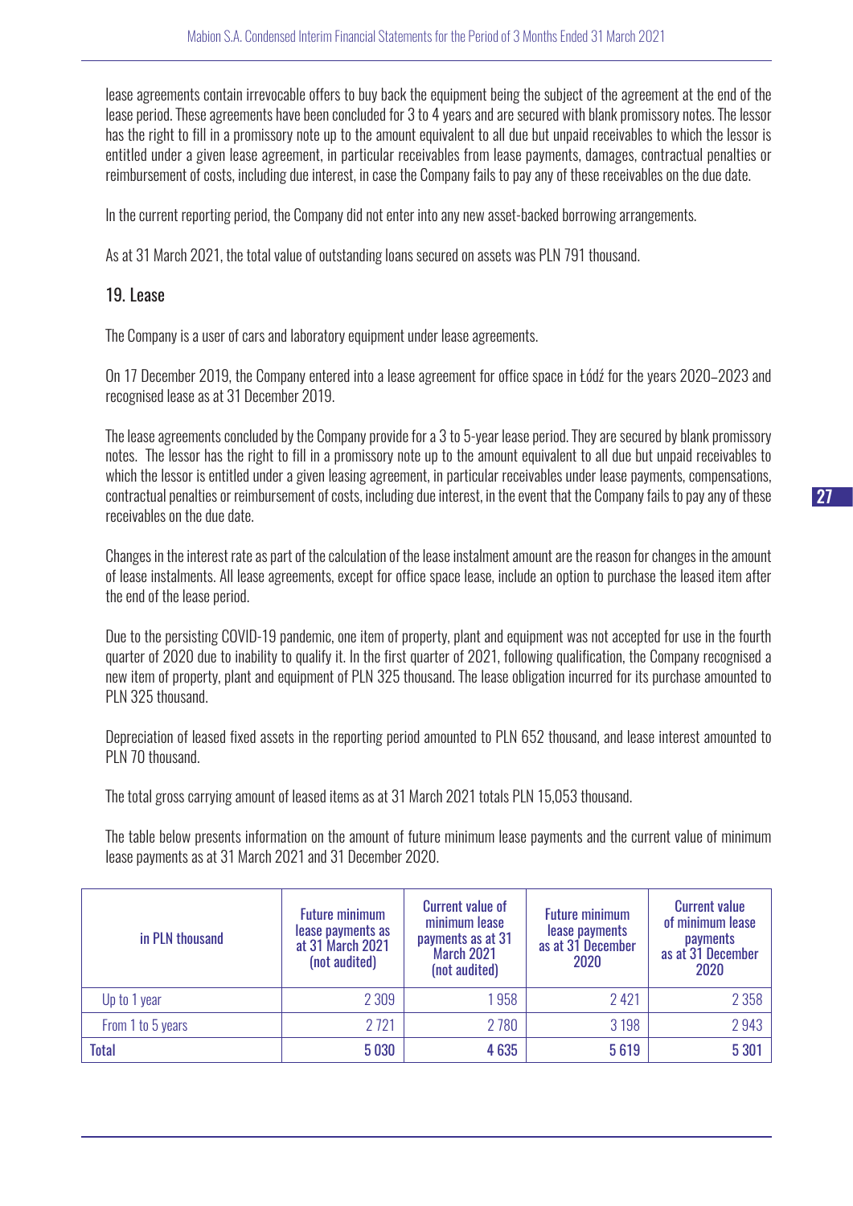lease agreements contain irrevocable offers to buy back the equipment being the subject of the agreement at the end of the lease period. These agreements have been concluded for 3 to 4 years and are secured with blank promissory notes. The lessor has the right to fill in a promissory note up to the amount equivalent to all due but unpaid receivables to which the lessor is entitled under a given lease agreement, in particular receivables from lease payments, damages, contractual penalties or reimbursement of costs, including due interest, in case the Company fails to pay any of these receivables on the due date.

In the current reporting period, the Company did not enter into any new asset-backed borrowing arrangements.

As at 31 March 2021, the total value of outstanding loans secured on assets was PLN 791 thousand.

## 19. Lease

The Company is a user of cars and laboratory equipment under lease agreements.

On 17 December 2019, the Company entered into a lease agreement for office space in Łódź for the years 2020–2023 and recognised lease as at 31 December 2019.

The lease agreements concluded by the Company provide for a 3 to 5-year lease period. They are secured by blank promissory notes. The lessor has the right to fill in a promissory note up to the amount equivalent to all due but unpaid receivables to which the lessor is entitled under a given leasing agreement, in particular receivables under lease payments, compensations, contractual penalties or reimbursement of costs, including due interest, in the event that the Company fails to pay any of these receivables on the due date.

Changes in the interest rate as part of the calculation of the lease instalment amount are the reason for changes in the amount of lease instalments. All lease agreements, except for office space lease, include an option to purchase the leased item after the end of the lease period.

Due to the persisting COVID-19 pandemic, one item of property, plant and equipment was not accepted for use in the fourth quarter of 2020 due to inability to qualify it. In the first quarter of 2021, following qualification, the Company recognised a new item of property, plant and equipment of PLN 325 thousand. The lease obligation incurred for its purchase amounted to PLN 325 thousand.

Depreciation of leased fixed assets in the reporting period amounted to PLN 652 thousand, and lease interest amounted to PLN 70 thousand.

The total gross carrying amount of leased items as at 31 March 2021 totals PLN 15,053 thousand.

The table below presents information on the amount of future minimum lease payments and the current value of minimum lease payments as at 31 March 2021 and 31 December 2020.

| in PLN thousand | Future minimum lease payments as at 31 March 2021 (not audited) | Current value of minimum lease payments as at 31 March 2021 (not audited) | Future minimum lease payments as at 31 December 2020 | Current value of minimum lease payments as at 31 December 2020 |
|---|---|---|---|---|
| Up to 1 year | 2 309 | 1 958 | 2 421 | 2 358 |
| From 1 to 5 years | 2 721 | 2 780 | 3 198 | 2 943 |
| **Total** | **5 030** | **4 635** | **5 619** | **5 301** |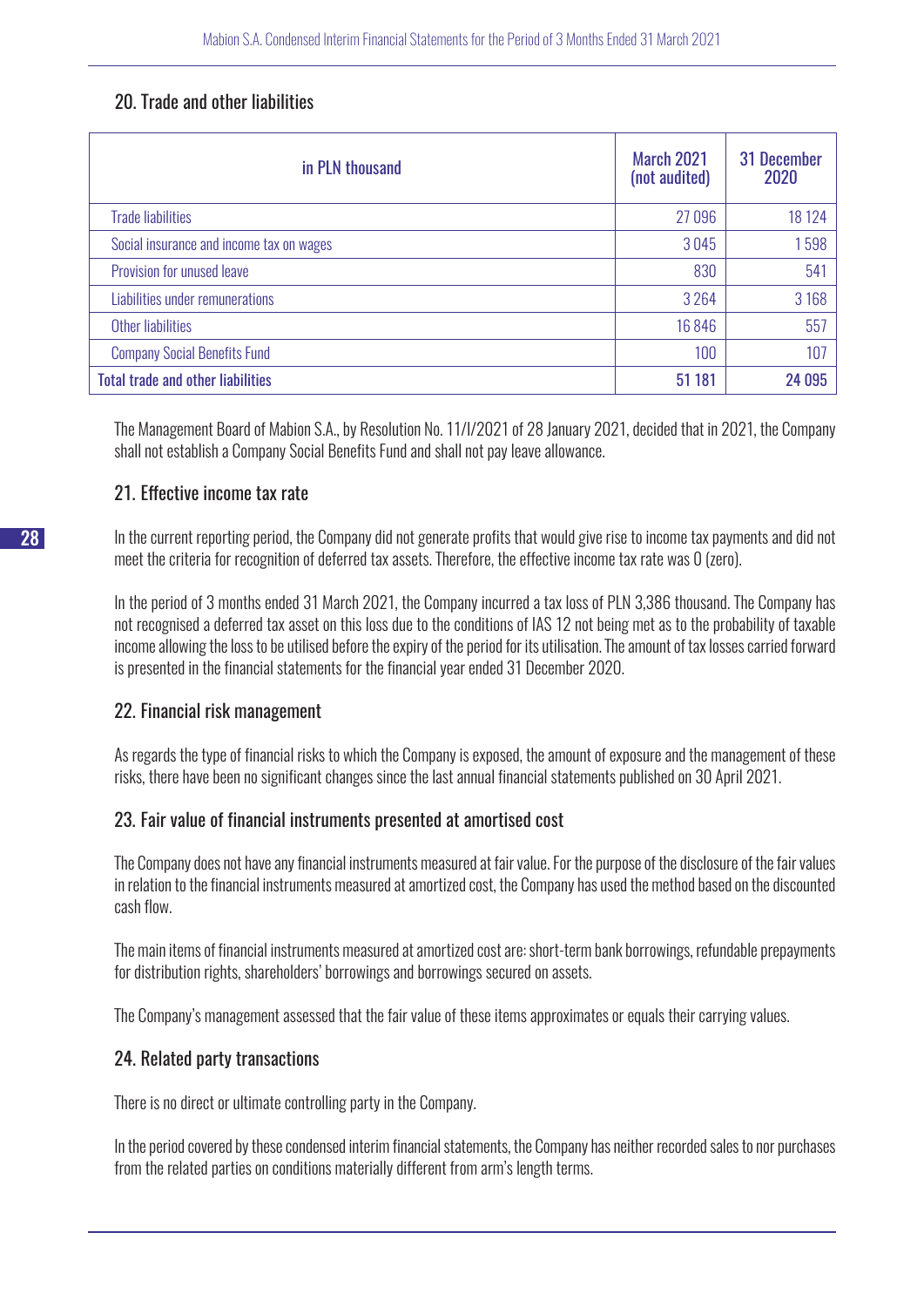## 20. Trade and other liabilities

| in PLN thousand | March 2021 (not audited) | 31 December 2020 |
|---|---|---|
| Trade liabilities | 27 096 | 18 124 |
| Social insurance and income tax on wages | 3 045 | 1 598 |
| Provision for unused leave | 830 | 541 |
| Liabilities under remunerations | 3 264 | 3 168 |
| Other liabilities | 16 846 | 557 |
| Company Social Benefits Fund | 100 | 107 |
| **Total trade and other liabilities** | **51 181** | **24 095** |

The Management Board of Mabion S.A., by Resolution No. 11/I/2021 of 28 January 2021, decided that in 2021, the Company shall not establish a Company Social Benefits Fund and shall not pay leave allowance.

## 21. Effective income tax rate

In the current reporting period, the Company did not generate profits that would give rise to income tax payments and did not meet the criteria for recognition of deferred tax assets. Therefore, the effective income tax rate was 0 (zero).

In the period of 3 months ended 31 March 2021, the Company incurred a tax loss of PLN 3,386 thousand. The Company has not recognised a deferred tax asset on this loss due to the conditions of IAS 12 not being met as to the probability of taxable income allowing the loss to be utilised before the expiry of the period for its utilisation. The amount of tax losses carried forward is presented in the financial statements for the financial year ended 31 December 2020.

## 22. Financial risk management

As regards the type of financial risks to which the Company is exposed, the amount of exposure and the management of these risks, there have been no significant changes since the last annual financial statements published on 30 April 2021.

## 23. Fair value of financial instruments presented at amortised cost

The Company does not have any financial instruments measured at fair value. For the purpose of the disclosure of the fair values in relation to the financial instruments measured at amortized cost, the Company has used the method based on the discounted cash flow.

The main items of financial instruments measured at amortized cost are: short-term bank borrowings, refundable prepayments for distribution rights, shareholders' borrowings and borrowings secured on assets.

The Company's management assessed that the fair value of these items approximates or equals their carrying values.

## 24. Related party transactions

There is no direct or ultimate controlling party in the Company.

In the period covered by these condensed interim financial statements, the Company has neither recorded sales to nor purchases from the related parties on conditions materially different from arm's length terms.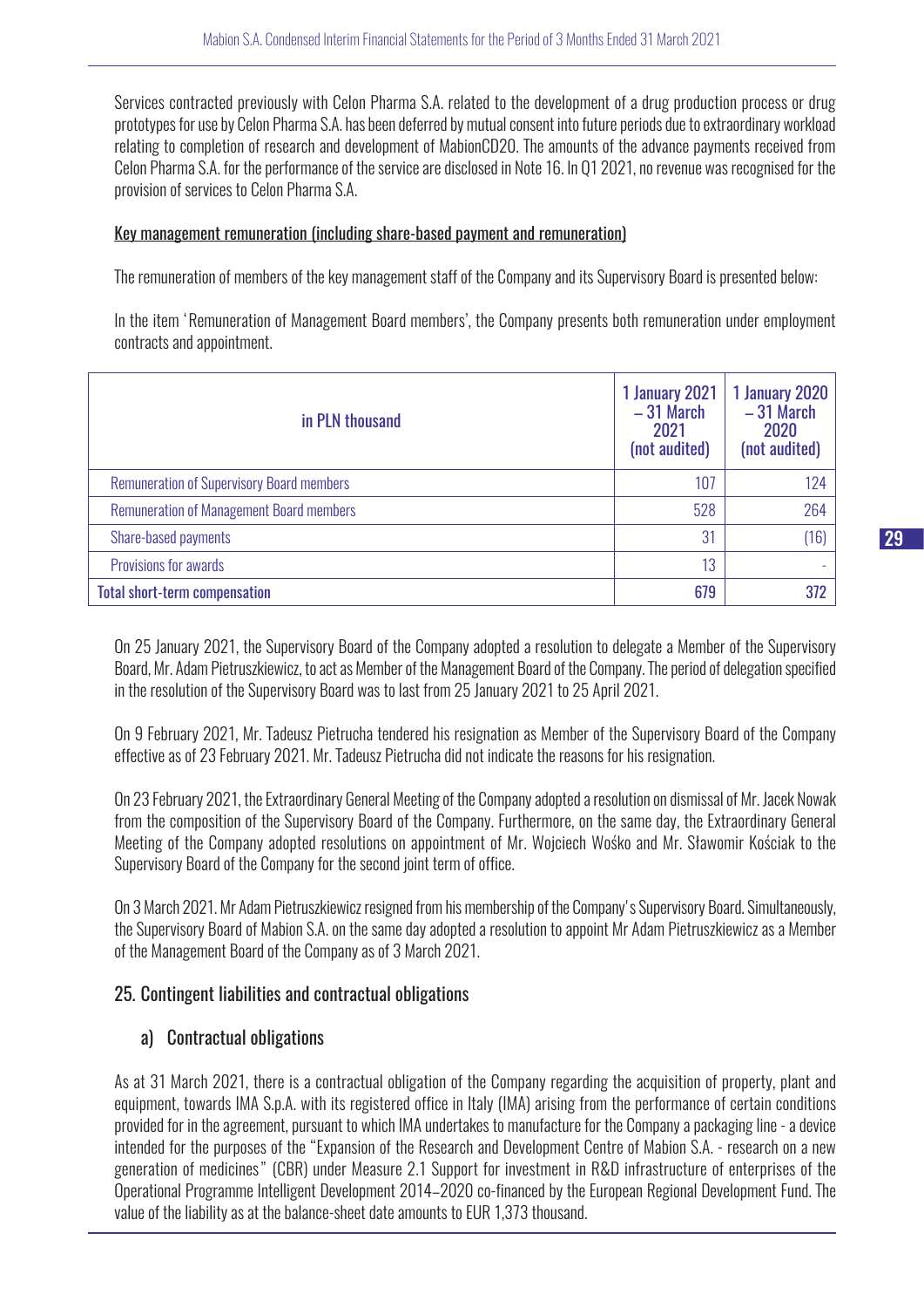Services contracted previously with Celon Pharma S.A. related to the development of a drug production process or drug prototypes for use by Celon Pharma S.A. has been deferred by mutual consent into future periods due to extraordinary workload relating to completion of research and development of MabionCD20. The amounts of the advance payments received from Celon Pharma S.A. for the performance of the service are disclosed in Note 16. In Q1 2021, no revenue was recognised for the provision of services to Celon Pharma S.A.

<u>Key management remuneration (including share-based payment and remuneration)</u>

The remuneration of members of the key management staff of the Company and its Supervisory Board is presented below:

In the item 'Remuneration of Management Board members', the Company presents both remuneration under employment contracts and appointment.

| in PLN thousand | 1 January 2021 – 31 March 2021 (not audited) | 1 January 2020 – 31 March 2020 (not audited) |
|---|---|---|
| Remuneration of Supervisory Board members | 107 | 124 |
| Remuneration of Management Board members | 528 | 264 |
| Share-based payments | 31 | (16) |
| Provisions for awards | 13 | - |
| **Total short-term compensation** | **679** | **372** |

On 25 January 2021, the Supervisory Board of the Company adopted a resolution to delegate a Member of the Supervisory Board, Mr. Adam Pietruszkiewicz, to act as Member of the Management Board of the Company. The period of delegation specified in the resolution of the Supervisory Board was to last from 25 January 2021 to 25 April 2021.

On 9 February 2021, Mr. Tadeusz Pietrucha tendered his resignation as Member of the Supervisory Board of the Company effective as of 23 February 2021. Mr. Tadeusz Pietrucha did not indicate the reasons for his resignation.

On 23 February 2021, the Extraordinary General Meeting of the Company adopted a resolution on dismissal of Mr. Jacek Nowak from the composition of the Supervisory Board of the Company. Furthermore, on the same day, the Extraordinary General Meeting of the Company adopted resolutions on appointment of Mr. Wojciech Wośko and Mr. Sławomir Kościak to the Supervisory Board of the Company for the second joint term of office.

On 3 March 2021. Mr Adam Pietruszkiewicz resigned from his membership of the Company's Supervisory Board. Simultaneously, the Supervisory Board of Mabion S.A. on the same day adopted a resolution to appoint Mr Adam Pietruszkiewicz as a Member of the Management Board of the Company as of 3 March 2021.

## 25. Contingent liabilities and contractual obligations

### a) Contractual obligations

As at 31 March 2021, there is a contractual obligation of the Company regarding the acquisition of property, plant and equipment, towards IMA S.p.A. with its registered office in Italy (IMA) arising from the performance of certain conditions provided for in the agreement, pursuant to which IMA undertakes to manufacture for the Company a packaging line - a device intended for the purposes of the "Expansion of the Research and Development Centre of Mabion S.A. - research on a new generation of medicines" (CBR) under Measure 2.1 Support for investment in R&D infrastructure of enterprises of the Operational Programme Intelligent Development 2014–2020 co-financed by the European Regional Development Fund. The value of the liability as at the balance-sheet date amounts to EUR 1,373 thousand.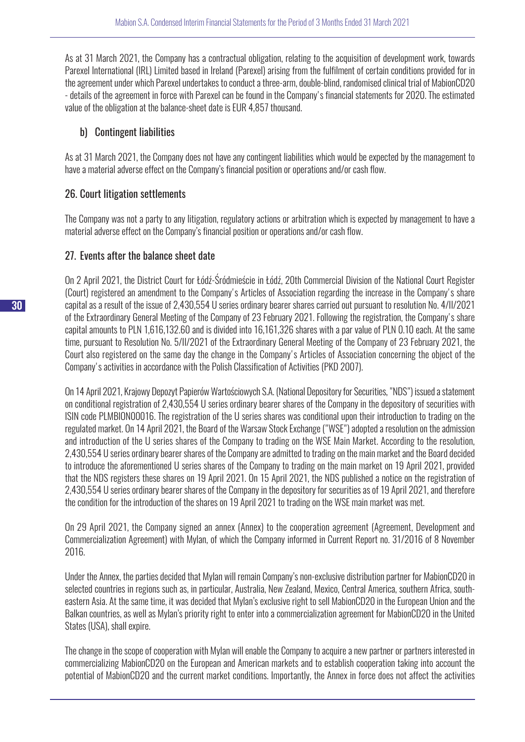As at 31 March 2021, the Company has a contractual obligation, relating to the acquisition of development work, towards Parexel International (IRL) Limited based in Ireland (Parexel) arising from the fulfilment of certain conditions provided for in the agreement under which Parexel undertakes to conduct a three-arm, double-blind, randomised clinical trial of MabionCD20 - details of the agreement in force with Parexel can be found in the Company's financial statements for 2020. The estimated value of the obligation at the balance-sheet date is EUR 4,857 thousand.

### b) Contingent liabilities

As at 31 March 2021, the Company does not have any contingent liabilities which would be expected by the management to have a material adverse effect on the Company's financial position or operations and/or cash flow.

## 26. Court litigation settlements

The Company was not a party to any litigation, regulatory actions or arbitration which is expected by management to have a material adverse effect on the Company's financial position or operations and/or cash flow.

## 27. Events after the balance sheet date

On 2 April 2021, the District Court for Łódź-Śródmieście in Łódź, 20th Commercial Division of the National Court Register (Court) registered an amendment to the Company's Articles of Association regarding the increase in the Company's share capital as a result of the issue of 2,430,554 U series ordinary bearer shares carried out pursuant to resolution No. 4/II/2021 of the Extraordinary General Meeting of the Company of 23 February 2021. Following the registration, the Company's share capital amounts to PLN 1,616,132.60 and is divided into 16,161,326 shares with a par value of PLN 0.10 each. At the same time, pursuant to Resolution No. 5/II/2021 of the Extraordinary General Meeting of the Company of 23 February 2021, the Court also registered on the same day the change in the Company's Articles of Association concerning the object of the Company's activities in accordance with the Polish Classification of Activities (PKD 2007).

On 14 April 2021, Krajowy Depozyt Papierów Wartościowych S.A. (National Depository for Securities, "NDS") issued a statement on conditional registration of 2,430,554 U series ordinary bearer shares of the Company in the depository of securities with ISIN code PLMBION00016. The registration of the U series shares was conditional upon their introduction to trading on the regulated market. On 14 April 2021, the Board of the Warsaw Stock Exchange ("WSE") adopted a resolution on the admission and introduction of the U series shares of the Company to trading on the WSE Main Market. According to the resolution, 2,430,554 U series ordinary bearer shares of the Company are admitted to trading on the main market and the Board decided to introduce the aforementioned U series shares of the Company to trading on the main market on 19 April 2021, provided that the NDS registers these shares on 19 April 2021. On 15 April 2021, the NDS published a notice on the registration of 2,430,554 U series ordinary bearer shares of the Company in the depository for securities as of 19 April 2021, and therefore the condition for the introduction of the shares on 19 April 2021 to trading on the WSE main market was met.

On 29 April 2021, the Company signed an annex (Annex) to the cooperation agreement (Agreement, Development and Commercialization Agreement) with Mylan, of which the Company informed in Current Report no. 31/2016 of 8 November 2016.

Under the Annex, the parties decided that Mylan will remain Company's non-exclusive distribution partner for MabionCD20 in selected countries in regions such as, in particular, Australia, New Zealand, Mexico, Central America, southern Africa, south-eastern Asia. At the same time, it was decided that Mylan's exclusive right to sell MabionCD20 in the European Union and the Balkan countries, as well as Mylan's priority right to enter into a commercialization agreement for MabionCD20 in the United States (USA), shall expire.

The change in the scope of cooperation with Mylan will enable the Company to acquire a new partner or partners interested in commercializing MabionCD20 on the European and American markets and to establish cooperation taking into account the potential of MabionCD20 and the current market conditions. Importantly, the Annex in force does not affect the activities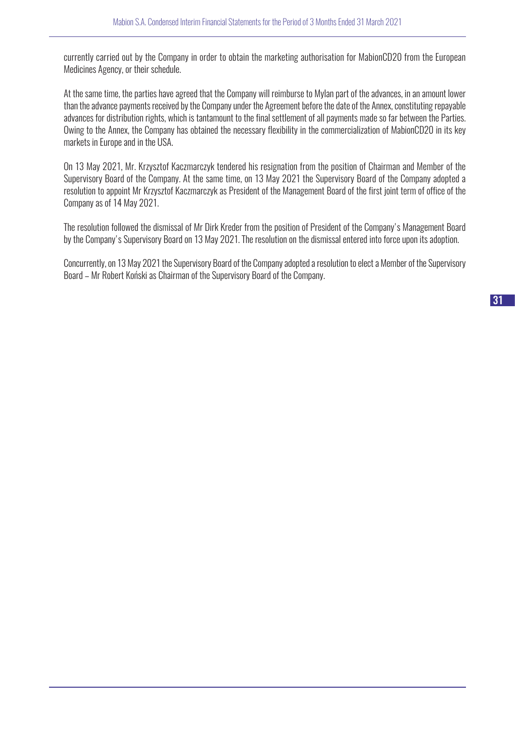currently carried out by the Company in order to obtain the marketing authorisation for MabionCD20 from the European Medicines Agency, or their schedule.

At the same time, the parties have agreed that the Company will reimburse to Mylan part of the advances, in an amount lower than the advance payments received by the Company under the Agreement before the date of the Annex, constituting repayable advances for distribution rights, which is tantamount to the final settlement of all payments made so far between the Parties. Owing to the Annex, the Company has obtained the necessary flexibility in the commercialization of MabionCD20 in its key markets in Europe and in the USA.

On 13 May 2021, Mr. Krzysztof Kaczmarczyk tendered his resignation from the position of Chairman and Member of the Supervisory Board of the Company. At the same time, on 13 May 2021 the Supervisory Board of the Company adopted a resolution to appoint Mr Krzysztof Kaczmarczyk as President of the Management Board of the first joint term of office of the Company as of 14 May 2021.

The resolution followed the dismissal of Mr Dirk Kreder from the position of President of the Company's Management Board by the Company's Supervisory Board on 13 May 2021. The resolution on the dismissal entered into force upon its adoption.

Concurrently, on 13 May 2021 the Supervisory Board of the Company adopted a resolution to elect a Member of the Supervisory Board – Mr Robert Koński as Chairman of the Supervisory Board of the Company.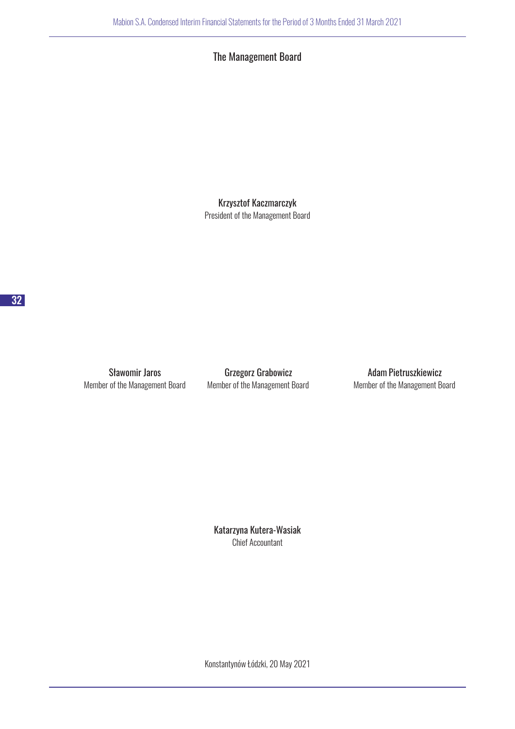## The Management Board

Krzysztof Kaczmarczyk
President of the Management Board

Sławomir Jaros
Member of the Management Board

Grzegorz Grabowicz
Member of the Management Board

Adam Pietruszkiewicz
Member of the Management Board

Katarzyna Kutera-Wasiak
Chief Accountant

Konstantynów Łódzki, 20 May 2021